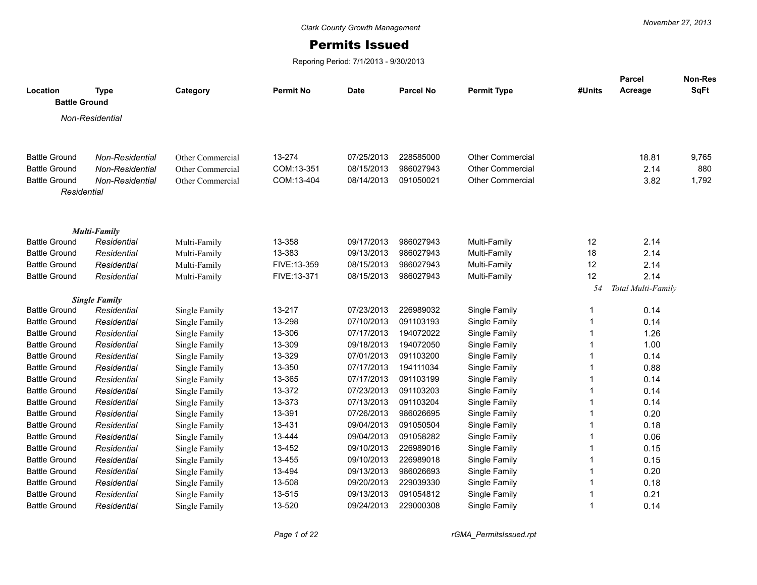*Clark County Growth Management*

November 27, 2013

# Permits Issued

Reporing Period: 7/1/2013 - 9/30/2013

| Location | Type | Category | Permit No | Date | Parcel No | Permit Type | #Units | Parcel Acreage | Non-Res SqFt |
|---|---|---|---|---|---|---|---|---|---|
| **Battle Ground** | | | | | | | | | |
| *Non-Residential* | | | | | | | | | |
| Battle Ground | *Non-Residential* | Other Commercial | 13-274 | 07/25/2013 | 228585000 | Other Commercial | | 18.81 | 9,765 |
| Battle Ground | *Non-Residential* | Other Commercial | COM:13-351 | 08/15/2013 | 986027943 | Other Commercial | | 2.14 | 880 |
| Battle Ground | *Non-Residential* | Other Commercial | COM:13-404 | 08/14/2013 | 091050021 | Other Commercial | | 3.82 | 1,792 |
| *Residential* | | | | | | | | | |
| ***Multi-Family*** | | | | | | | | | |
| Battle Ground | *Residential* | Multi-Family | 13-358 | 09/17/2013 | 986027943 | Multi-Family | 12 | 2.14 | |
| Battle Ground | *Residential* | Multi-Family | 13-383 | 09/13/2013 | 986027943 | Multi-Family | 18 | 2.14 | |
| Battle Ground | *Residential* | Multi-Family | FIVE:13-359 | 08/15/2013 | 986027943 | Multi-Family | 12 | 2.14 | |
| Battle Ground | *Residential* | Multi-Family | FIVE:13-371 | 08/15/2013 | 986027943 | Multi-Family | 12 | 2.14 | |
| | | | | | | | *54* | *Total Multi-Family* | |
| ***Single Family*** | | | | | | | | | |
| Battle Ground | *Residential* | Single Family | 13-217 | 07/23/2013 | 226989032 | Single Family | 1 | 0.14 | |
| Battle Ground | *Residential* | Single Family | 13-298 | 07/10/2013 | 091103193 | Single Family | 1 | 0.14 | |
| Battle Ground | *Residential* | Single Family | 13-306 | 07/17/2013 | 194072022 | Single Family | 1 | 1.26 | |
| Battle Ground | *Residential* | Single Family | 13-309 | 09/18/2013 | 194072050 | Single Family | 1 | 1.00 | |
| Battle Ground | *Residential* | Single Family | 13-329 | 07/01/2013 | 091103200 | Single Family | 1 | 0.14 | |
| Battle Ground | *Residential* | Single Family | 13-350 | 07/17/2013 | 194111034 | Single Family | 1 | 0.88 | |
| Battle Ground | *Residential* | Single Family | 13-365 | 07/17/2013 | 091103199 | Single Family | 1 | 0.14 | |
| Battle Ground | *Residential* | Single Family | 13-372 | 07/23/2013 | 091103203 | Single Family | 1 | 0.14 | |
| Battle Ground | *Residential* | Single Family | 13-373 | 07/13/2013 | 091103204 | Single Family | 1 | 0.14 | |
| Battle Ground | *Residential* | Single Family | 13-391 | 07/26/2013 | 986026695 | Single Family | 1 | 0.20 | |
| Battle Ground | *Residential* | Single Family | 13-431 | 09/04/2013 | 091050504 | Single Family | 1 | 0.18 | |
| Battle Ground | *Residential* | Single Family | 13-444 | 09/04/2013 | 091058282 | Single Family | 1 | 0.06 | |
| Battle Ground | *Residential* | Single Family | 13-452 | 09/10/2013 | 226989016 | Single Family | 1 | 0.15 | |
| Battle Ground | *Residential* | Single Family | 13-455 | 09/10/2013 | 226989018 | Single Family | 1 | 0.15 | |
| Battle Ground | *Residential* | Single Family | 13-494 | 09/13/2013 | 986026693 | Single Family | 1 | 0.20 | |
| Battle Ground | *Residential* | Single Family | 13-508 | 09/20/2013 | 229039330 | Single Family | 1 | 0.18 | |
| Battle Ground | *Residential* | Single Family | 13-515 | 09/13/2013 | 091054812 | Single Family | 1 | 0.21 | |
| Battle Ground | *Residential* | Single Family | 13-520 | 09/24/2013 | 229000308 | Single Family | 1 | 0.14 | |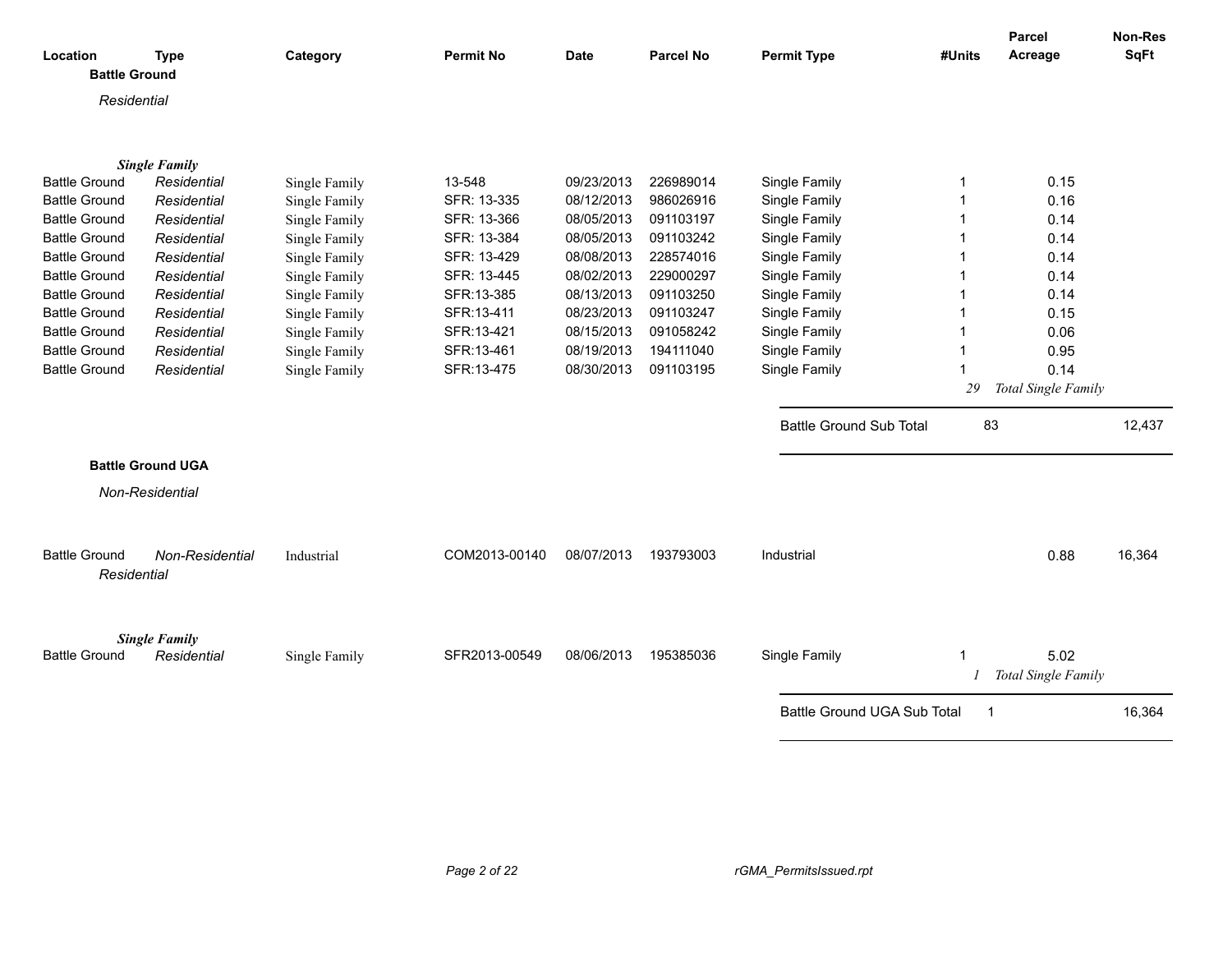| Location | Type | Category | Permit No | Date | Parcel No | Permit Type | #Units | Parcel Acreage | Non-Res SqFt |
|---|---|---|---|---|---|---|---|---|---|
| **Battle Ground** | | | | | | | | | |
| *Residential* | | | | | | | | | |
| ***Single Family*** | | | | | | | | | |
| Battle Ground | *Residential* | Single Family | 13-548 | 09/23/2013 | 226989014 | Single Family | 1 | 0.15 | |
| Battle Ground | *Residential* | Single Family | SFR: 13-335 | 08/12/2013 | 986026916 | Single Family | 1 | 0.16 | |
| Battle Ground | *Residential* | Single Family | SFR: 13-366 | 08/05/2013 | 091103197 | Single Family | 1 | 0.14 | |
| Battle Ground | *Residential* | Single Family | SFR: 13-384 | 08/05/2013 | 091103242 | Single Family | 1 | 0.14 | |
| Battle Ground | *Residential* | Single Family | SFR: 13-429 | 08/08/2013 | 228574016 | Single Family | 1 | 0.14 | |
| Battle Ground | *Residential* | Single Family | SFR: 13-445 | 08/02/2013 | 229000297 | Single Family | 1 | 0.14 | |
| Battle Ground | *Residential* | Single Family | SFR:13-385 | 08/13/2013 | 091103250 | Single Family | 1 | 0.14 | |
| Battle Ground | *Residential* | Single Family | SFR:13-411 | 08/23/2013 | 091103247 | Single Family | 1 | 0.15 | |
| Battle Ground | *Residential* | Single Family | SFR:13-421 | 08/15/2013 | 091058242 | Single Family | 1 | 0.06 | |
| Battle Ground | *Residential* | Single Family | SFR:13-461 | 08/19/2013 | 194111040 | Single Family | 1 | 0.95 | |
| Battle Ground | *Residential* | Single Family | SFR:13-475 | 08/30/2013 | 091103195 | Single Family | 1 | 0.14 | |
| | | | | | | | *29* | *Total Single Family* | |
| | | | | | | Battle Ground Sub Total | 83 | | 12,437 |
| **Battle Ground UGA** | | | | | | | | | |
| *Non-Residential* | | | | | | | | | |
| Battle Ground | *Non-Residential* | Industrial | COM2013-00140 | 08/07/2013 | 193793003 | Industrial | | 0.88 | 16,364 |
| *Residential* | | | | | | | | | |
| ***Single Family*** | | | | | | | | | |
| Battle Ground | *Residential* | Single Family | SFR2013-00549 | 08/06/2013 | 195385036 | Single Family | 1 | 5.02 | |
| | | | | | | | *1* | *Total Single Family* | |
| | | | | | | Battle Ground UGA Sub Total | 1 | | 16,364 |

rGMA_PermitsIssued.rpt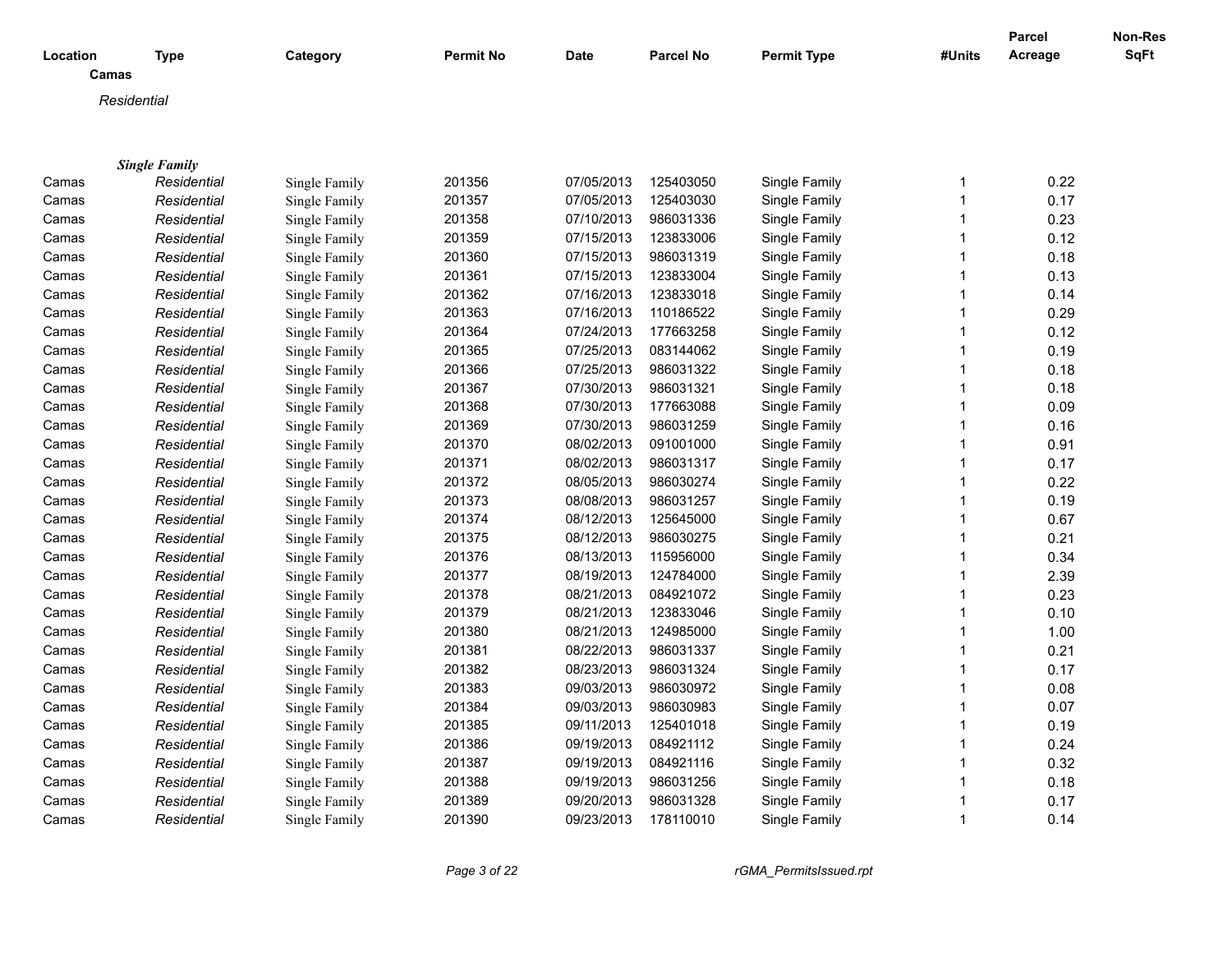| Location | Type | Category | Permit No | Date | Parcel No | Permit Type | #Units | Parcel Acreage | Non-Res SqFt |
|---|---|---|---|---|---|---|---|---|---|
| **Camas** | | | | | | | | | |
| *Residential* | | | | | | | | | |
| ***Single Family*** | | | | | | | | | |
| Camas | *Residential* | Single Family | 201356 | 07/05/2013 | 125403050 | Single Family | 1 | 0.22 | |
| Camas | *Residential* | Single Family | 201357 | 07/05/2013 | 125403030 | Single Family | 1 | 0.17 | |
| Camas | *Residential* | Single Family | 201358 | 07/10/2013 | 986031336 | Single Family | 1 | 0.23 | |
| Camas | *Residential* | Single Family | 201359 | 07/15/2013 | 123833006 | Single Family | 1 | 0.12 | |
| Camas | *Residential* | Single Family | 201360 | 07/15/2013 | 986031319 | Single Family | 1 | 0.18 | |
| Camas | *Residential* | Single Family | 201361 | 07/15/2013 | 123833004 | Single Family | 1 | 0.13 | |
| Camas | *Residential* | Single Family | 201362 | 07/16/2013 | 123833018 | Single Family | 1 | 0.14 | |
| Camas | *Residential* | Single Family | 201363 | 07/16/2013 | 110186522 | Single Family | 1 | 0.29 | |
| Camas | *Residential* | Single Family | 201364 | 07/24/2013 | 177663258 | Single Family | 1 | 0.12 | |
| Camas | *Residential* | Single Family | 201365 | 07/25/2013 | 083144062 | Single Family | 1 | 0.19 | |
| Camas | *Residential* | Single Family | 201366 | 07/25/2013 | 986031322 | Single Family | 1 | 0.18 | |
| Camas | *Residential* | Single Family | 201367 | 07/30/2013 | 986031321 | Single Family | 1 | 0.18 | |
| Camas | *Residential* | Single Family | 201368 | 07/30/2013 | 177663088 | Single Family | 1 | 0.09 | |
| Camas | *Residential* | Single Family | 201369 | 07/30/2013 | 986031259 | Single Family | 1 | 0.16 | |
| Camas | *Residential* | Single Family | 201370 | 08/02/2013 | 091001000 | Single Family | 1 | 0.91 | |
| Camas | *Residential* | Single Family | 201371 | 08/02/2013 | 986031317 | Single Family | 1 | 0.17 | |
| Camas | *Residential* | Single Family | 201372 | 08/05/2013 | 986030274 | Single Family | 1 | 0.22 | |
| Camas | *Residential* | Single Family | 201373 | 08/08/2013 | 986031257 | Single Family | 1 | 0.19 | |
| Camas | *Residential* | Single Family | 201374 | 08/12/2013 | 125645000 | Single Family | 1 | 0.67 | |
| Camas | *Residential* | Single Family | 201375 | 08/12/2013 | 986030275 | Single Family | 1 | 0.21 | |
| Camas | *Residential* | Single Family | 201376 | 08/13/2013 | 115956000 | Single Family | 1 | 0.34 | |
| Camas | *Residential* | Single Family | 201377 | 08/19/2013 | 124784000 | Single Family | 1 | 2.39 | |
| Camas | *Residential* | Single Family | 201378 | 08/21/2013 | 084921072 | Single Family | 1 | 0.23 | |
| Camas | *Residential* | Single Family | 201379 | 08/21/2013 | 123833046 | Single Family | 1 | 0.10 | |
| Camas | *Residential* | Single Family | 201380 | 08/21/2013 | 124985000 | Single Family | 1 | 1.00 | |
| Camas | *Residential* | Single Family | 201381 | 08/22/2013 | 986031337 | Single Family | 1 | 0.21 | |
| Camas | *Residential* | Single Family | 201382 | 08/23/2013 | 986031324 | Single Family | 1 | 0.17 | |
| Camas | *Residential* | Single Family | 201383 | 09/03/2013 | 986030972 | Single Family | 1 | 0.08 | |
| Camas | *Residential* | Single Family | 201384 | 09/03/2013 | 986030983 | Single Family | 1 | 0.07 | |
| Camas | *Residential* | Single Family | 201385 | 09/11/2013 | 125401018 | Single Family | 1 | 0.19 | |
| Camas | *Residential* | Single Family | 201386 | 09/19/2013 | 084921112 | Single Family | 1 | 0.24 | |
| Camas | *Residential* | Single Family | 201387 | 09/19/2013 | 084921116 | Single Family | 1 | 0.32 | |
| Camas | *Residential* | Single Family | 201388 | 09/19/2013 | 986031256 | Single Family | 1 | 0.18 | |
| Camas | *Residential* | Single Family | 201389 | 09/20/2013 | 986031328 | Single Family | 1 | 0.17 | |
| Camas | *Residential* | Single Family | 201390 | 09/23/2013 | 178110010 | Single Family | 1 | 0.14 | |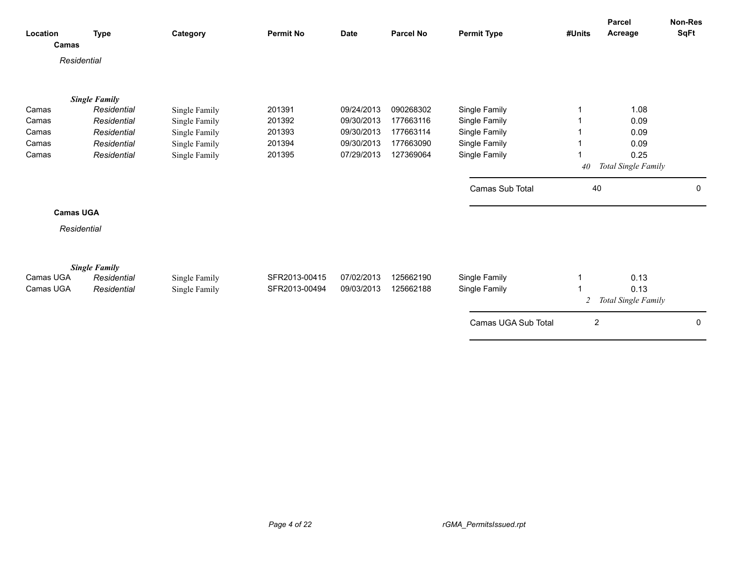| Location | Type | Category | Permit No | Date | Parcel No | Permit Type | #Units | Parcel Acreage | Non-Res SqFt |
|---|---|---|---|---|---|---|---|---|---|

**Camas**

*Residential*

***Single Family***

| Location | Type | Category | Permit No | Date | Parcel No | Permit Type | #Units | Parcel Acreage | Non-Res SqFt |
|---|---|---|---|---|---|---|---|---|---|
| Camas | *Residential* | Single Family | 201391 | 09/24/2013 | 090268302 | Single Family | 1 | 1.08 | |
| Camas | *Residential* | Single Family | 201392 | 09/30/2013 | 177663116 | Single Family | 1 | 0.09 | |
| Camas | *Residential* | Single Family | 201393 | 09/30/2013 | 177663114 | Single Family | 1 | 0.09 | |
| Camas | *Residential* | Single Family | 201394 | 09/30/2013 | 177663090 | Single Family | 1 | 0.09 | |
| Camas | *Residential* | Single Family | 201395 | 07/29/2013 | 127369064 | Single Family | 1 | 0.25 | |
| | | | | | | | *40* | *Total Single Family* | |
| | | | | | | Camas Sub Total | 40 | | 0 |

**Camas UGA**

*Residential*

***Single Family***

| Location | Type | Category | Permit No | Date | Parcel No | Permit Type | #Units | Parcel Acreage | Non-Res SqFt |
|---|---|---|---|---|---|---|---|---|---|
| Camas UGA | *Residential* | Single Family | SFR2013-00415 | 07/02/2013 | 125662190 | Single Family | 1 | 0.13 | |
| Camas UGA | *Residential* | Single Family | SFR2013-00494 | 09/03/2013 | 125662188 | Single Family | 1 | 0.13 | |
| | | | | | | | *2* | *Total Single Family* | |
| | | | | | | Camas UGA Sub Total | 2 | | 0 |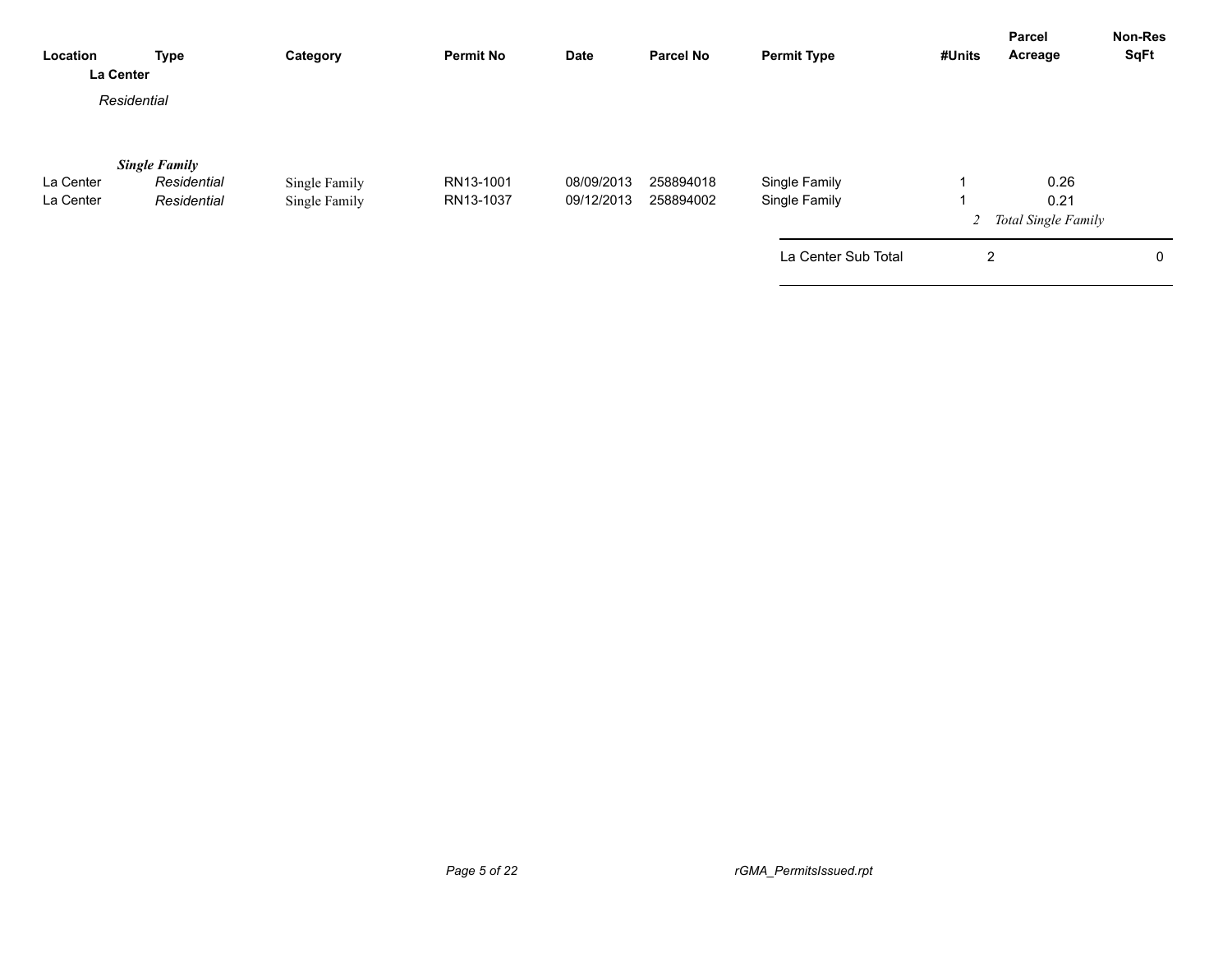| Location | Type | Category | Permit No | Date | Parcel No | Permit Type | #Units | Parcel Acreage | Non-Res SqFt |
|---|---|---|---|---|---|---|---|---|---|
| **La Center** | | | | | | | | | |
| *Residential* | | | | | | | | | |
| | ***Single Family*** | | | | | | | | |
| La Center | *Residential* | Single Family | RN13-1001 | 08/09/2013 | 258894018 | Single Family | 1 | 0.26 | |
| La Center | *Residential* | Single Family | RN13-1037 | 09/12/2013 | 258894002 | Single Family | 1 | 0.21 | |
| | | | | | | | *2* | *Total Single Family* | |
| | | | | | | La Center Sub Total | 2 | | 0 |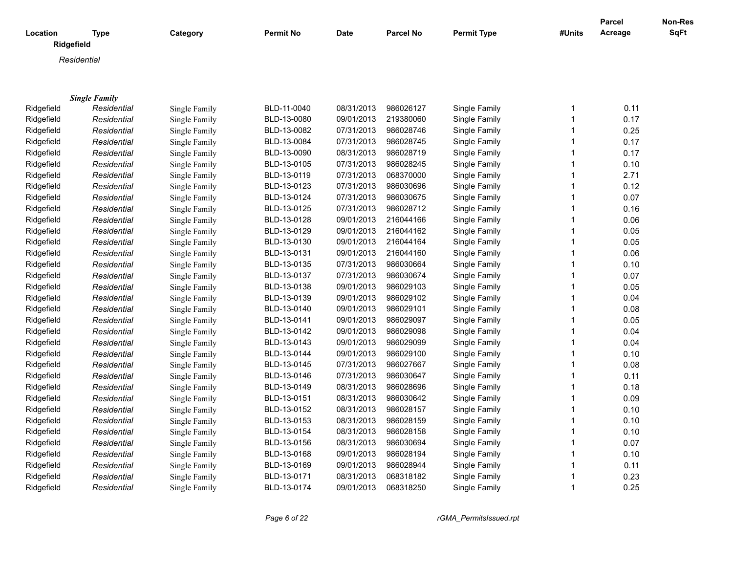| Location | Type | Category | Permit No | Date | Parcel No | Permit Type | #Units | Parcel Acreage | Non-Res SqFt |
|---|---|---|---|---|---|---|---|---|---|
| **Ridgefield** | | | | | | | | | |
| *Residential* | | | | | | | | | |
| ***Single Family*** | | | | | | | | | |
| Ridgefield | *Residential* | Single Family | BLD-11-0040 | 08/31/2013 | 986026127 | Single Family | 1 | 0.11 | |
| Ridgefield | *Residential* | Single Family | BLD-13-0080 | 09/01/2013 | 219380060 | Single Family | 1 | 0.17 | |
| Ridgefield | *Residential* | Single Family | BLD-13-0082 | 07/31/2013 | 986028746 | Single Family | 1 | 0.25 | |
| Ridgefield | *Residential* | Single Family | BLD-13-0084 | 07/31/2013 | 986028745 | Single Family | 1 | 0.17 | |
| Ridgefield | *Residential* | Single Family | BLD-13-0090 | 08/31/2013 | 986028719 | Single Family | 1 | 0.17 | |
| Ridgefield | *Residential* | Single Family | BLD-13-0105 | 07/31/2013 | 986028245 | Single Family | 1 | 0.10 | |
| Ridgefield | *Residential* | Single Family | BLD-13-0119 | 07/31/2013 | 068370000 | Single Family | 1 | 2.71 | |
| Ridgefield | *Residential* | Single Family | BLD-13-0123 | 07/31/2013 | 986030696 | Single Family | 1 | 0.12 | |
| Ridgefield | *Residential* | Single Family | BLD-13-0124 | 07/31/2013 | 986030675 | Single Family | 1 | 0.07 | |
| Ridgefield | *Residential* | Single Family | BLD-13-0125 | 07/31/2013 | 986028712 | Single Family | 1 | 0.16 | |
| Ridgefield | *Residential* | Single Family | BLD-13-0128 | 09/01/2013 | 216044166 | Single Family | 1 | 0.06 | |
| Ridgefield | *Residential* | Single Family | BLD-13-0129 | 09/01/2013 | 216044162 | Single Family | 1 | 0.05 | |
| Ridgefield | *Residential* | Single Family | BLD-13-0130 | 09/01/2013 | 216044164 | Single Family | 1 | 0.05 | |
| Ridgefield | *Residential* | Single Family | BLD-13-0131 | 09/01/2013 | 216044160 | Single Family | 1 | 0.06 | |
| Ridgefield | *Residential* | Single Family | BLD-13-0135 | 07/31/2013 | 986030664 | Single Family | 1 | 0.10 | |
| Ridgefield | *Residential* | Single Family | BLD-13-0137 | 07/31/2013 | 986030674 | Single Family | 1 | 0.07 | |
| Ridgefield | *Residential* | Single Family | BLD-13-0138 | 09/01/2013 | 986029103 | Single Family | 1 | 0.05 | |
| Ridgefield | *Residential* | Single Family | BLD-13-0139 | 09/01/2013 | 986029102 | Single Family | 1 | 0.04 | |
| Ridgefield | *Residential* | Single Family | BLD-13-0140 | 09/01/2013 | 986029101 | Single Family | 1 | 0.08 | |
| Ridgefield | *Residential* | Single Family | BLD-13-0141 | 09/01/2013 | 986029097 | Single Family | 1 | 0.05 | |
| Ridgefield | *Residential* | Single Family | BLD-13-0142 | 09/01/2013 | 986029098 | Single Family | 1 | 0.04 | |
| Ridgefield | *Residential* | Single Family | BLD-13-0143 | 09/01/2013 | 986029099 | Single Family | 1 | 0.04 | |
| Ridgefield | *Residential* | Single Family | BLD-13-0144 | 09/01/2013 | 986029100 | Single Family | 1 | 0.10 | |
| Ridgefield | *Residential* | Single Family | BLD-13-0145 | 07/31/2013 | 986027667 | Single Family | 1 | 0.08 | |
| Ridgefield | *Residential* | Single Family | BLD-13-0146 | 07/31/2013 | 986030647 | Single Family | 1 | 0.11 | |
| Ridgefield | *Residential* | Single Family | BLD-13-0149 | 08/31/2013 | 986028696 | Single Family | 1 | 0.18 | |
| Ridgefield | *Residential* | Single Family | BLD-13-0151 | 08/31/2013 | 986030642 | Single Family | 1 | 0.09 | |
| Ridgefield | *Residential* | Single Family | BLD-13-0152 | 08/31/2013 | 986028157 | Single Family | 1 | 0.10 | |
| Ridgefield | *Residential* | Single Family | BLD-13-0153 | 08/31/2013 | 986028159 | Single Family | 1 | 0.10 | |
| Ridgefield | *Residential* | Single Family | BLD-13-0154 | 08/31/2013 | 986028158 | Single Family | 1 | 0.10 | |
| Ridgefield | *Residential* | Single Family | BLD-13-0156 | 08/31/2013 | 986030694 | Single Family | 1 | 0.07 | |
| Ridgefield | *Residential* | Single Family | BLD-13-0168 | 09/01/2013 | 986028194 | Single Family | 1 | 0.10 | |
| Ridgefield | *Residential* | Single Family | BLD-13-0169 | 09/01/2013 | 986028944 | Single Family | 1 | 0.11 | |
| Ridgefield | *Residential* | Single Family | BLD-13-0171 | 08/31/2013 | 068318182 | Single Family | 1 | 0.23 | |
| Ridgefield | *Residential* | Single Family | BLD-13-0174 | 09/01/2013 | 068318250 | Single Family | 1 | 0.25 | |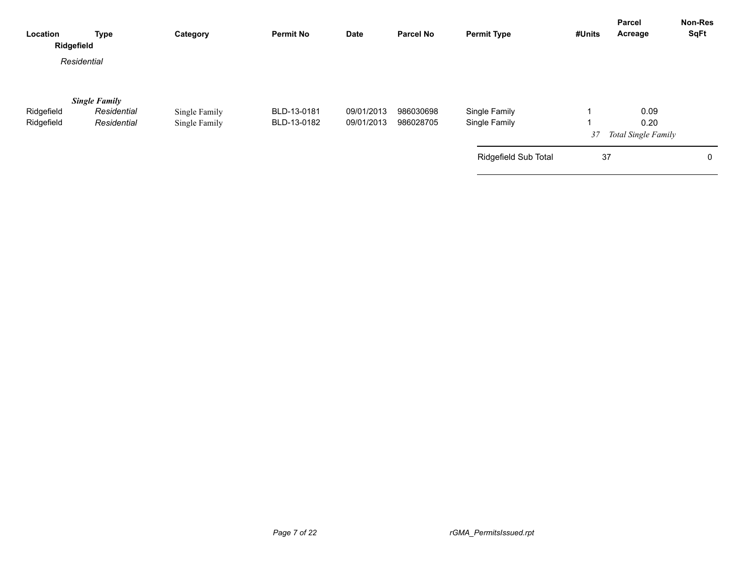| Location | Type | Category | Permit No | Date | Parcel No | Permit Type | #Units | Parcel Acreage | Non-Res SqFt |
|---|---|---|---|---|---|---|---|---|---|
| **Ridgefield** | | | | | | | | | |
| *Residential* | | | | | | | | | |
| | ***Single Family*** | | | | | | | | |
| Ridgefield | *Residential* | Single Family | BLD-13-0181 | 09/01/2013 | 986030698 | Single Family | 1 | 0.09 | |
| Ridgefield | *Residential* | Single Family | BLD-13-0182 | 09/01/2013 | 986028705 | Single Family | 1 | 0.20 | |
| | | | | | | | *37* | *Total Single Family* | |
| | | | | | | Ridgefield Sub Total | 37 | | 0 |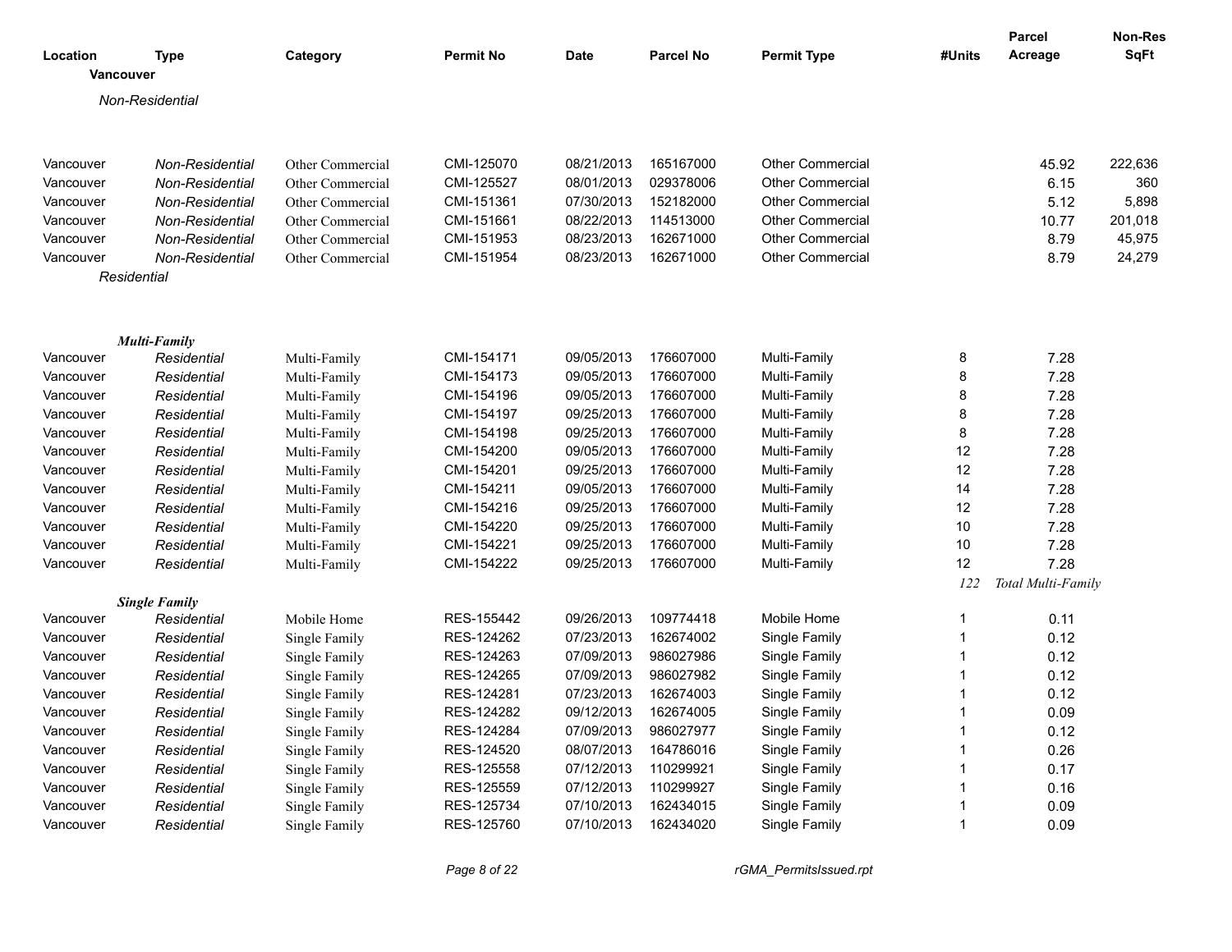| Location | Type | Category | Permit No | Date | Parcel No | Permit Type | #Units | Parcel Acreage | Non-Res SqFt |
|---|---|---|---|---|---|---|---|---|---|
| **Vancouver** | | | | | | | | | |
| *Non-Residential* | | | | | | | | | |
| Vancouver | *Non-Residential* | Other Commercial | CMI-125070 | 08/21/2013 | 165167000 | Other Commercial | | 45.92 | 222,636 |
| Vancouver | *Non-Residential* | Other Commercial | CMI-125527 | 08/01/2013 | 029378006 | Other Commercial | | 6.15 | 360 |
| Vancouver | *Non-Residential* | Other Commercial | CMI-151361 | 07/30/2013 | 152182000 | Other Commercial | | 5.12 | 5,898 |
| Vancouver | *Non-Residential* | Other Commercial | CMI-151661 | 08/22/2013 | 114513000 | Other Commercial | | 10.77 | 201,018 |
| Vancouver | *Non-Residential* | Other Commercial | CMI-151953 | 08/23/2013 | 162671000 | Other Commercial | | 8.79 | 45,975 |
| Vancouver | *Non-Residential* | Other Commercial | CMI-151954 | 08/23/2013 | 162671000 | Other Commercial | | 8.79 | 24,279 |
| *Residential* | | | | | | | | | |
| ***Multi-Family*** | | | | | | | | | |
| Vancouver | *Residential* | Multi-Family | CMI-154171 | 09/05/2013 | 176607000 | Multi-Family | 8 | 7.28 | |
| Vancouver | *Residential* | Multi-Family | CMI-154173 | 09/05/2013 | 176607000 | Multi-Family | 8 | 7.28 | |
| Vancouver | *Residential* | Multi-Family | CMI-154196 | 09/05/2013 | 176607000 | Multi-Family | 8 | 7.28 | |
| Vancouver | *Residential* | Multi-Family | CMI-154197 | 09/25/2013 | 176607000 | Multi-Family | 8 | 7.28 | |
| Vancouver | *Residential* | Multi-Family | CMI-154198 | 09/25/2013 | 176607000 | Multi-Family | 8 | 7.28 | |
| Vancouver | *Residential* | Multi-Family | CMI-154200 | 09/05/2013 | 176607000 | Multi-Family | 12 | 7.28 | |
| Vancouver | *Residential* | Multi-Family | CMI-154201 | 09/25/2013 | 176607000 | Multi-Family | 12 | 7.28 | |
| Vancouver | *Residential* | Multi-Family | CMI-154211 | 09/05/2013 | 176607000 | Multi-Family | 14 | 7.28 | |
| Vancouver | *Residential* | Multi-Family | CMI-154216 | 09/25/2013 | 176607000 | Multi-Family | 12 | 7.28 | |
| Vancouver | *Residential* | Multi-Family | CMI-154220 | 09/25/2013 | 176607000 | Multi-Family | 10 | 7.28 | |
| Vancouver | *Residential* | Multi-Family | CMI-154221 | 09/25/2013 | 176607000 | Multi-Family | 10 | 7.28 | |
| Vancouver | *Residential* | Multi-Family | CMI-154222 | 09/25/2013 | 176607000 | Multi-Family | 12 | 7.28 | |
| | | | | | | | *122* | *Total Multi-Family* | |
| ***Single Family*** | | | | | | | | | |
| Vancouver | *Residential* | Mobile Home | RES-155442 | 09/26/2013 | 109774418 | Mobile Home | 1 | 0.11 | |
| Vancouver | *Residential* | Single Family | RES-124262 | 07/23/2013 | 162674002 | Single Family | 1 | 0.12 | |
| Vancouver | *Residential* | Single Family | RES-124263 | 07/09/2013 | 986027986 | Single Family | 1 | 0.12 | |
| Vancouver | *Residential* | Single Family | RES-124265 | 07/09/2013 | 986027982 | Single Family | 1 | 0.12 | |
| Vancouver | *Residential* | Single Family | RES-124281 | 07/23/2013 | 162674003 | Single Family | 1 | 0.12 | |
| Vancouver | *Residential* | Single Family | RES-124282 | 09/12/2013 | 162674005 | Single Family | 1 | 0.09 | |
| Vancouver | *Residential* | Single Family | RES-124284 | 07/09/2013 | 986027977 | Single Family | 1 | 0.12 | |
| Vancouver | *Residential* | Single Family | RES-124520 | 08/07/2013 | 164786016 | Single Family | 1 | 0.26 | |
| Vancouver | *Residential* | Single Family | RES-125558 | 07/12/2013 | 110299921 | Single Family | 1 | 0.17 | |
| Vancouver | *Residential* | Single Family | RES-125559 | 07/12/2013 | 110299927 | Single Family | 1 | 0.16 | |
| Vancouver | *Residential* | Single Family | RES-125734 | 07/10/2013 | 162434015 | Single Family | 1 | 0.09 | |
| Vancouver | *Residential* | Single Family | RES-125760 | 07/10/2013 | 162434020 | Single Family | 1 | 0.09 | |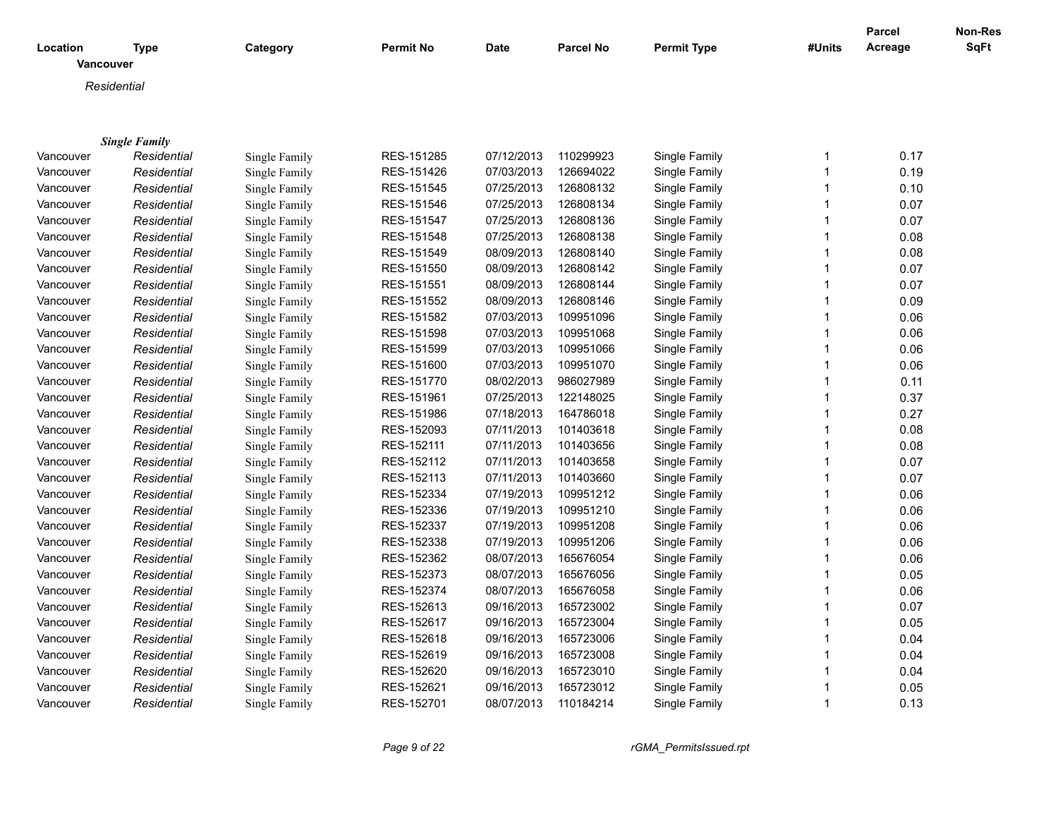| Location | Type | Category | Permit No | Date | Parcel No | Permit Type | #Units | Parcel Acreage | Non-Res SqFt |
|---|---|---|---|---|---|---|---|---|---|
| **Vancouver** | | | | | | | | | |
| *Residential* | | | | | | | | | |
| ***Single Family*** | | | | | | | | | |
| Vancouver | *Residential* | Single Family | RES-151285 | 07/12/2013 | 110299923 | Single Family | 1 | 0.17 | |
| Vancouver | *Residential* | Single Family | RES-151426 | 07/03/2013 | 126694022 | Single Family | 1 | 0.19 | |
| Vancouver | *Residential* | Single Family | RES-151545 | 07/25/2013 | 126808132 | Single Family | 1 | 0.10 | |
| Vancouver | *Residential* | Single Family | RES-151546 | 07/25/2013 | 126808134 | Single Family | 1 | 0.07 | |
| Vancouver | *Residential* | Single Family | RES-151547 | 07/25/2013 | 126808136 | Single Family | 1 | 0.07 | |
| Vancouver | *Residential* | Single Family | RES-151548 | 07/25/2013 | 126808138 | Single Family | 1 | 0.08 | |
| Vancouver | *Residential* | Single Family | RES-151549 | 08/09/2013 | 126808140 | Single Family | 1 | 0.08 | |
| Vancouver | *Residential* | Single Family | RES-151550 | 08/09/2013 | 126808142 | Single Family | 1 | 0.07 | |
| Vancouver | *Residential* | Single Family | RES-151551 | 08/09/2013 | 126808144 | Single Family | 1 | 0.07 | |
| Vancouver | *Residential* | Single Family | RES-151552 | 08/09/2013 | 126808146 | Single Family | 1 | 0.09 | |
| Vancouver | *Residential* | Single Family | RES-151582 | 07/03/2013 | 109951096 | Single Family | 1 | 0.06 | |
| Vancouver | *Residential* | Single Family | RES-151598 | 07/03/2013 | 109951068 | Single Family | 1 | 0.06 | |
| Vancouver | *Residential* | Single Family | RES-151599 | 07/03/2013 | 109951066 | Single Family | 1 | 0.06 | |
| Vancouver | *Residential* | Single Family | RES-151600 | 07/03/2013 | 109951070 | Single Family | 1 | 0.06 | |
| Vancouver | *Residential* | Single Family | RES-151770 | 08/02/2013 | 986027989 | Single Family | 1 | 0.11 | |
| Vancouver | *Residential* | Single Family | RES-151961 | 07/25/2013 | 122148025 | Single Family | 1 | 0.37 | |
| Vancouver | *Residential* | Single Family | RES-151986 | 07/18/2013 | 164786018 | Single Family | 1 | 0.27 | |
| Vancouver | *Residential* | Single Family | RES-152093 | 07/11/2013 | 101403618 | Single Family | 1 | 0.08 | |
| Vancouver | *Residential* | Single Family | RES-152111 | 07/11/2013 | 101403656 | Single Family | 1 | 0.08 | |
| Vancouver | *Residential* | Single Family | RES-152112 | 07/11/2013 | 101403658 | Single Family | 1 | 0.07 | |
| Vancouver | *Residential* | Single Family | RES-152113 | 07/11/2013 | 101403660 | Single Family | 1 | 0.07 | |
| Vancouver | *Residential* | Single Family | RES-152334 | 07/19/2013 | 109951212 | Single Family | 1 | 0.06 | |
| Vancouver | *Residential* | Single Family | RES-152336 | 07/19/2013 | 109951210 | Single Family | 1 | 0.06 | |
| Vancouver | *Residential* | Single Family | RES-152337 | 07/19/2013 | 109951208 | Single Family | 1 | 0.06 | |
| Vancouver | *Residential* | Single Family | RES-152338 | 07/19/2013 | 109951206 | Single Family | 1 | 0.06 | |
| Vancouver | *Residential* | Single Family | RES-152362 | 08/07/2013 | 165676054 | Single Family | 1 | 0.06 | |
| Vancouver | *Residential* | Single Family | RES-152373 | 08/07/2013 | 165676056 | Single Family | 1 | 0.05 | |
| Vancouver | *Residential* | Single Family | RES-152374 | 08/07/2013 | 165676058 | Single Family | 1 | 0.06 | |
| Vancouver | *Residential* | Single Family | RES-152613 | 09/16/2013 | 165723002 | Single Family | 1 | 0.07 | |
| Vancouver | *Residential* | Single Family | RES-152617 | 09/16/2013 | 165723004 | Single Family | 1 | 0.05 | |
| Vancouver | *Residential* | Single Family | RES-152618 | 09/16/2013 | 165723006 | Single Family | 1 | 0.04 | |
| Vancouver | *Residential* | Single Family | RES-152619 | 09/16/2013 | 165723008 | Single Family | 1 | 0.04 | |
| Vancouver | *Residential* | Single Family | RES-152620 | 09/16/2013 | 165723010 | Single Family | 1 | 0.04 | |
| Vancouver | *Residential* | Single Family | RES-152621 | 09/16/2013 | 165723012 | Single Family | 1 | 0.05 | |
| Vancouver | *Residential* | Single Family | RES-152701 | 08/07/2013 | 110184214 | Single Family | 1 | 0.13 | |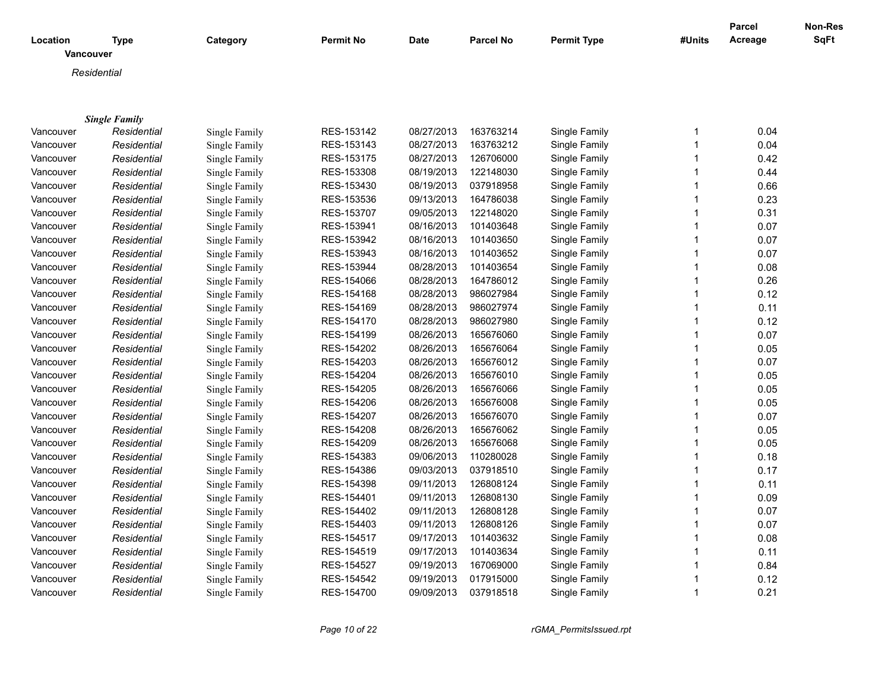| Location | Type | Category | Permit No | Date | Parcel No | Permit Type | #Units | Parcel Acreage | Non-Res SqFt |
|---|---|---|---|---|---|---|---|---|---|
| **Vancouver** | | | | | | | | | |
| *Residential* | | | | | | | | | |
| ***Single Family*** | | | | | | | | | |
| Vancouver | *Residential* | Single Family | RES-153142 | 08/27/2013 | 163763214 | Single Family | 1 | 0.04 | |
| Vancouver | *Residential* | Single Family | RES-153143 | 08/27/2013 | 163763212 | Single Family | 1 | 0.04 | |
| Vancouver | *Residential* | Single Family | RES-153175 | 08/27/2013 | 126706000 | Single Family | 1 | 0.42 | |
| Vancouver | *Residential* | Single Family | RES-153308 | 08/19/2013 | 122148030 | Single Family | 1 | 0.44 | |
| Vancouver | *Residential* | Single Family | RES-153430 | 08/19/2013 | 037918958 | Single Family | 1 | 0.66 | |
| Vancouver | *Residential* | Single Family | RES-153536 | 09/13/2013 | 164786038 | Single Family | 1 | 0.23 | |
| Vancouver | *Residential* | Single Family | RES-153707 | 09/05/2013 | 122148020 | Single Family | 1 | 0.31 | |
| Vancouver | *Residential* | Single Family | RES-153941 | 08/16/2013 | 101403648 | Single Family | 1 | 0.07 | |
| Vancouver | *Residential* | Single Family | RES-153942 | 08/16/2013 | 101403650 | Single Family | 1 | 0.07 | |
| Vancouver | *Residential* | Single Family | RES-153943 | 08/16/2013 | 101403652 | Single Family | 1 | 0.07 | |
| Vancouver | *Residential* | Single Family | RES-153944 | 08/28/2013 | 101403654 | Single Family | 1 | 0.08 | |
| Vancouver | *Residential* | Single Family | RES-154066 | 08/28/2013 | 164786012 | Single Family | 1 | 0.26 | |
| Vancouver | *Residential* | Single Family | RES-154168 | 08/28/2013 | 986027984 | Single Family | 1 | 0.12 | |
| Vancouver | *Residential* | Single Family | RES-154169 | 08/28/2013 | 986027974 | Single Family | 1 | 0.11 | |
| Vancouver | *Residential* | Single Family | RES-154170 | 08/28/2013 | 986027980 | Single Family | 1 | 0.12 | |
| Vancouver | *Residential* | Single Family | RES-154199 | 08/26/2013 | 165676060 | Single Family | 1 | 0.07 | |
| Vancouver | *Residential* | Single Family | RES-154202 | 08/26/2013 | 165676064 | Single Family | 1 | 0.05 | |
| Vancouver | *Residential* | Single Family | RES-154203 | 08/26/2013 | 165676012 | Single Family | 1 | 0.07 | |
| Vancouver | *Residential* | Single Family | RES-154204 | 08/26/2013 | 165676010 | Single Family | 1 | 0.05 | |
| Vancouver | *Residential* | Single Family | RES-154205 | 08/26/2013 | 165676066 | Single Family | 1 | 0.05 | |
| Vancouver | *Residential* | Single Family | RES-154206 | 08/26/2013 | 165676008 | Single Family | 1 | 0.05 | |
| Vancouver | *Residential* | Single Family | RES-154207 | 08/26/2013 | 165676070 | Single Family | 1 | 0.07 | |
| Vancouver | *Residential* | Single Family | RES-154208 | 08/26/2013 | 165676062 | Single Family | 1 | 0.05 | |
| Vancouver | *Residential* | Single Family | RES-154209 | 08/26/2013 | 165676068 | Single Family | 1 | 0.05 | |
| Vancouver | *Residential* | Single Family | RES-154383 | 09/06/2013 | 110280028 | Single Family | 1 | 0.18 | |
| Vancouver | *Residential* | Single Family | RES-154386 | 09/03/2013 | 037918510 | Single Family | 1 | 0.17 | |
| Vancouver | *Residential* | Single Family | RES-154398 | 09/11/2013 | 126808124 | Single Family | 1 | 0.11 | |
| Vancouver | *Residential* | Single Family | RES-154401 | 09/11/2013 | 126808130 | Single Family | 1 | 0.09 | |
| Vancouver | *Residential* | Single Family | RES-154402 | 09/11/2013 | 126808128 | Single Family | 1 | 0.07 | |
| Vancouver | *Residential* | Single Family | RES-154403 | 09/11/2013 | 126808126 | Single Family | 1 | 0.07 | |
| Vancouver | *Residential* | Single Family | RES-154517 | 09/17/2013 | 101403632 | Single Family | 1 | 0.08 | |
| Vancouver | *Residential* | Single Family | RES-154519 | 09/17/2013 | 101403634 | Single Family | 1 | 0.11 | |
| Vancouver | *Residential* | Single Family | RES-154527 | 09/19/2013 | 167069000 | Single Family | 1 | 0.84 | |
| Vancouver | *Residential* | Single Family | RES-154542 | 09/19/2013 | 017915000 | Single Family | 1 | 0.12 | |
| Vancouver | *Residential* | Single Family | RES-154700 | 09/09/2013 | 037918518 | Single Family | 1 | 0.21 | |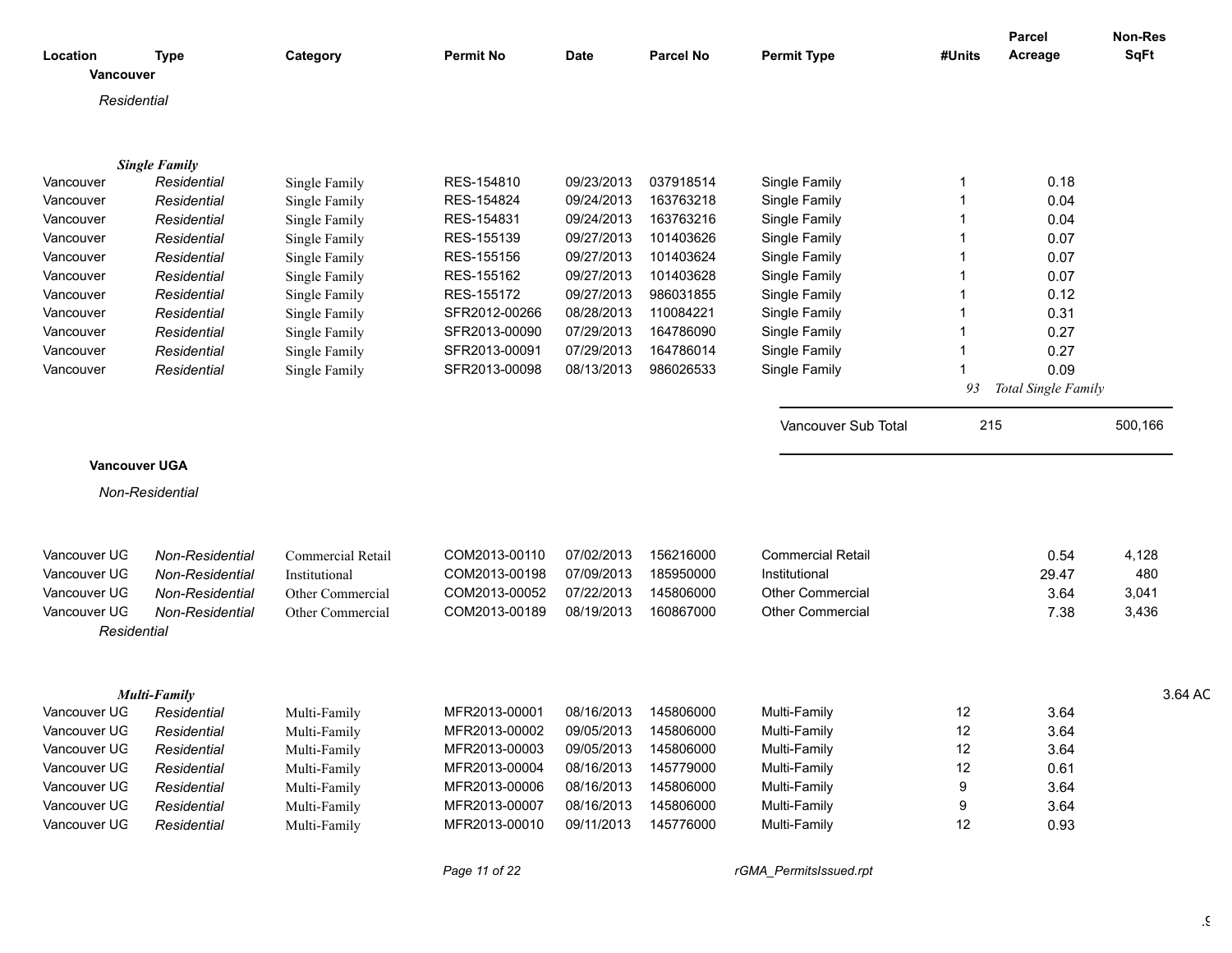| Location | Type | Category | Permit No | Date | Parcel No | Permit Type | #Units | Parcel Acreage | Non-Res SqFt |
|---|---|---|---|---|---|---|---|---|---|
| **Vancouver** | | | | | | | | | |
| *Residential* | | | | | | | | | |
| ***Single Family*** | | | | | | | | | |
| Vancouver | *Residential* | Single Family | RES-154810 | 09/23/2013 | 037918514 | Single Family | 1 | 0.18 | |
| Vancouver | *Residential* | Single Family | RES-154824 | 09/24/2013 | 163763218 | Single Family | 1 | 0.04 | |
| Vancouver | *Residential* | Single Family | RES-154831 | 09/24/2013 | 163763216 | Single Family | 1 | 0.04 | |
| Vancouver | *Residential* | Single Family | RES-155139 | 09/27/2013 | 101403626 | Single Family | 1 | 0.07 | |
| Vancouver | *Residential* | Single Family | RES-155156 | 09/27/2013 | 101403624 | Single Family | 1 | 0.07 | |
| Vancouver | *Residential* | Single Family | RES-155162 | 09/27/2013 | 101403628 | Single Family | 1 | 0.07 | |
| Vancouver | *Residential* | Single Family | RES-155172 | 09/27/2013 | 986031855 | Single Family | 1 | 0.12 | |
| Vancouver | *Residential* | Single Family | SFR2012-00266 | 08/28/2013 | 110084221 | Single Family | 1 | 0.31 | |
| Vancouver | *Residential* | Single Family | SFR2013-00090 | 07/29/2013 | 164786090 | Single Family | 1 | 0.27 | |
| Vancouver | *Residential* | Single Family | SFR2013-00091 | 07/29/2013 | 164786014 | Single Family | 1 | 0.27 | |
| Vancouver | *Residential* | Single Family | SFR2013-00098 | 08/13/2013 | 986026533 | Single Family | 1 | 0.09 | |
| | | | | | | | *93* | *Total Single Family* | |
| | | | | | | Vancouver Sub Total | 215 | | 500,166 |
| **Vancouver UGA** | | | | | | | | | |
| *Non-Residential* | | | | | | | | | |
| Vancouver UG | *Non-Residential* | Commercial Retail | COM2013-00110 | 07/02/2013 | 156216000 | Commercial Retail | | 0.54 | 4,128 |
| Vancouver UG | *Non-Residential* | Institutional | COM2013-00198 | 07/09/2013 | 185950000 | Institutional | | 29.47 | 480 |
| Vancouver UG | *Non-Residential* | Other Commercial | COM2013-00052 | 07/22/2013 | 145806000 | Other Commercial | | 3.64 | 3,041 |
| Vancouver UG | *Non-Residential* | Other Commercial | COM2013-00189 | 08/19/2013 | 160867000 | Other Commercial | | 7.38 | 3,436 |
| *Residential* | | | | | | | | | |
| ***Multi-Family*** | | | | | | | | | 3.64 AC |
| Vancouver UG | *Residential* | Multi-Family | MFR2013-00001 | 08/16/2013 | 145806000 | Multi-Family | 12 | 3.64 | |
| Vancouver UG | *Residential* | Multi-Family | MFR2013-00002 | 09/05/2013 | 145806000 | Multi-Family | 12 | 3.64 | |
| Vancouver UG | *Residential* | Multi-Family | MFR2013-00003 | 09/05/2013 | 145806000 | Multi-Family | 12 | 3.64 | |
| Vancouver UG | *Residential* | Multi-Family | MFR2013-00004 | 08/16/2013 | 145779000 | Multi-Family | 12 | 0.61 | |
| Vancouver UG | *Residential* | Multi-Family | MFR2013-00006 | 08/16/2013 | 145806000 | Multi-Family | 9 | 3.64 | |
| Vancouver UG | *Residential* | Multi-Family | MFR2013-00007 | 08/16/2013 | 145806000 | Multi-Family | 9 | 3.64 | |
| Vancouver UG | *Residential* | Multi-Family | MFR2013-00010 | 09/11/2013 | 145776000 | Multi-Family | 12 | 0.93 | |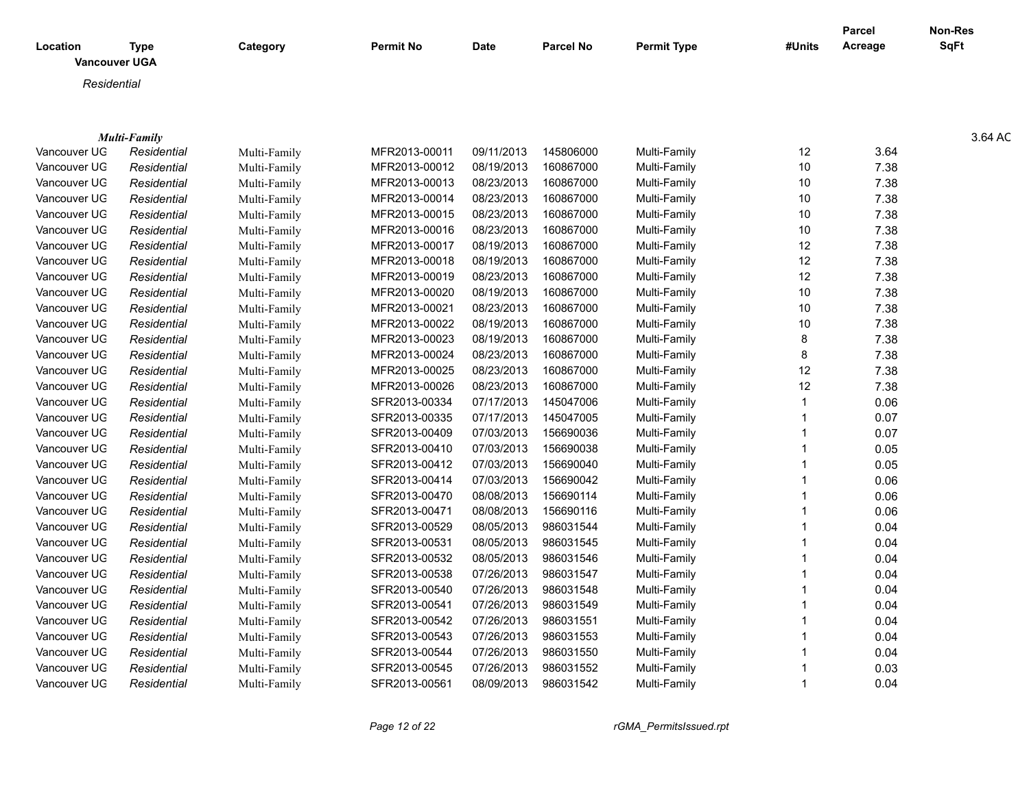| Location | Type | Category | Permit No | Date | Parcel No | Permit Type | #Units | Parcel Acreage | Non-Res SqFt |
|---|---|---|---|---|---|---|---|---|---|
| **Vancouver UGA** | | | | | | | | | |
| *Residential* | | | | | | | | | |
| ***Multi-Family*** | | | | | | | | | 3.64 AC |
| Vancouver UG | *Residential* | Multi-Family | MFR2013-00011 | 09/11/2013 | 145806000 | Multi-Family | 12 | 3.64 | |
| Vancouver UG | *Residential* | Multi-Family | MFR2013-00012 | 08/19/2013 | 160867000 | Multi-Family | 10 | 7.38 | |
| Vancouver UG | *Residential* | Multi-Family | MFR2013-00013 | 08/23/2013 | 160867000 | Multi-Family | 10 | 7.38 | |
| Vancouver UG | *Residential* | Multi-Family | MFR2013-00014 | 08/23/2013 | 160867000 | Multi-Family | 10 | 7.38 | |
| Vancouver UG | *Residential* | Multi-Family | MFR2013-00015 | 08/23/2013 | 160867000 | Multi-Family | 10 | 7.38 | |
| Vancouver UG | *Residential* | Multi-Family | MFR2013-00016 | 08/23/2013 | 160867000 | Multi-Family | 10 | 7.38 | |
| Vancouver UG | *Residential* | Multi-Family | MFR2013-00017 | 08/19/2013 | 160867000 | Multi-Family | 12 | 7.38 | |
| Vancouver UG | *Residential* | Multi-Family | MFR2013-00018 | 08/19/2013 | 160867000 | Multi-Family | 12 | 7.38 | |
| Vancouver UG | *Residential* | Multi-Family | MFR2013-00019 | 08/23/2013 | 160867000 | Multi-Family | 12 | 7.38 | |
| Vancouver UG | *Residential* | Multi-Family | MFR2013-00020 | 08/19/2013 | 160867000 | Multi-Family | 10 | 7.38 | |
| Vancouver UG | *Residential* | Multi-Family | MFR2013-00021 | 08/23/2013 | 160867000 | Multi-Family | 10 | 7.38 | |
| Vancouver UG | *Residential* | Multi-Family | MFR2013-00022 | 08/19/2013 | 160867000 | Multi-Family | 10 | 7.38 | |
| Vancouver UG | *Residential* | Multi-Family | MFR2013-00023 | 08/19/2013 | 160867000 | Multi-Family | 8 | 7.38 | |
| Vancouver UG | *Residential* | Multi-Family | MFR2013-00024 | 08/23/2013 | 160867000 | Multi-Family | 8 | 7.38 | |
| Vancouver UG | *Residential* | Multi-Family | MFR2013-00025 | 08/23/2013 | 160867000 | Multi-Family | 12 | 7.38 | |
| Vancouver UG | *Residential* | Multi-Family | MFR2013-00026 | 08/23/2013 | 160867000 | Multi-Family | 12 | 7.38 | |
| Vancouver UG | *Residential* | Multi-Family | SFR2013-00334 | 07/17/2013 | 145047006 | Multi-Family | 1 | 0.06 | |
| Vancouver UG | *Residential* | Multi-Family | SFR2013-00335 | 07/17/2013 | 145047005 | Multi-Family | 1 | 0.07 | |
| Vancouver UG | *Residential* | Multi-Family | SFR2013-00409 | 07/03/2013 | 156690036 | Multi-Family | 1 | 0.07 | |
| Vancouver UG | *Residential* | Multi-Family | SFR2013-00410 | 07/03/2013 | 156690038 | Multi-Family | 1 | 0.05 | |
| Vancouver UG | *Residential* | Multi-Family | SFR2013-00412 | 07/03/2013 | 156690040 | Multi-Family | 1 | 0.05 | |
| Vancouver UG | *Residential* | Multi-Family | SFR2013-00414 | 07/03/2013 | 156690042 | Multi-Family | 1 | 0.06 | |
| Vancouver UG | *Residential* | Multi-Family | SFR2013-00470 | 08/08/2013 | 156690114 | Multi-Family | 1 | 0.06 | |
| Vancouver UG | *Residential* | Multi-Family | SFR2013-00471 | 08/08/2013 | 156690116 | Multi-Family | 1 | 0.06 | |
| Vancouver UG | *Residential* | Multi-Family | SFR2013-00529 | 08/05/2013 | 986031544 | Multi-Family | 1 | 0.04 | |
| Vancouver UG | *Residential* | Multi-Family | SFR2013-00531 | 08/05/2013 | 986031545 | Multi-Family | 1 | 0.04 | |
| Vancouver UG | *Residential* | Multi-Family | SFR2013-00532 | 08/05/2013 | 986031546 | Multi-Family | 1 | 0.04 | |
| Vancouver UG | *Residential* | Multi-Family | SFR2013-00538 | 07/26/2013 | 986031547 | Multi-Family | 1 | 0.04 | |
| Vancouver UG | *Residential* | Multi-Family | SFR2013-00540 | 07/26/2013 | 986031548 | Multi-Family | 1 | 0.04 | |
| Vancouver UG | *Residential* | Multi-Family | SFR2013-00541 | 07/26/2013 | 986031549 | Multi-Family | 1 | 0.04 | |
| Vancouver UG | *Residential* | Multi-Family | SFR2013-00542 | 07/26/2013 | 986031551 | Multi-Family | 1 | 0.04 | |
| Vancouver UG | *Residential* | Multi-Family | SFR2013-00543 | 07/26/2013 | 986031553 | Multi-Family | 1 | 0.04 | |
| Vancouver UG | *Residential* | Multi-Family | SFR2013-00544 | 07/26/2013 | 986031550 | Multi-Family | 1 | 0.04 | |
| Vancouver UG | *Residential* | Multi-Family | SFR2013-00545 | 07/26/2013 | 986031552 | Multi-Family | 1 | 0.03 | |
| Vancouver UG | *Residential* | Multi-Family | SFR2013-00561 | 08/09/2013 | 986031542 | Multi-Family | 1 | 0.04 | |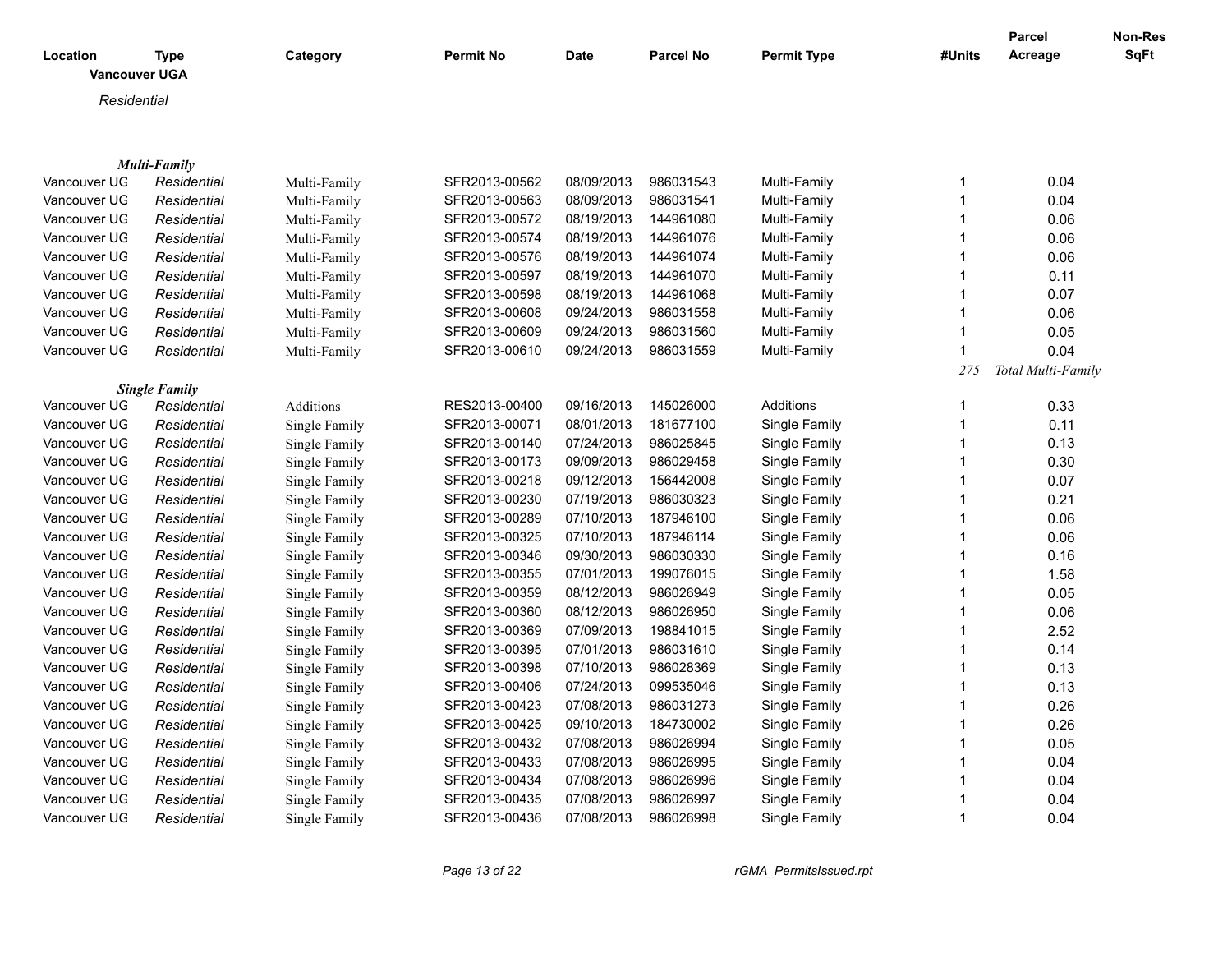| Location | Type | Category | Permit No | Date | Parcel No | Permit Type | #Units | Parcel Acreage | Non-Res SqFt |
|---|---|---|---|---|---|---|---|---|---|
| **Vancouver UGA** | | | | | | | | | |
| *Residential* | | | | | | | | | |
| ***Multi-Family*** | | | | | | | | | |
| Vancouver UG | *Residential* | Multi-Family | SFR2013-00562 | 08/09/2013 | 986031543 | Multi-Family | 1 | 0.04 | |
| Vancouver UG | *Residential* | Multi-Family | SFR2013-00563 | 08/09/2013 | 986031541 | Multi-Family | 1 | 0.04 | |
| Vancouver UG | *Residential* | Multi-Family | SFR2013-00572 | 08/19/2013 | 144961080 | Multi-Family | 1 | 0.06 | |
| Vancouver UG | *Residential* | Multi-Family | SFR2013-00574 | 08/19/2013 | 144961076 | Multi-Family | 1 | 0.06 | |
| Vancouver UG | *Residential* | Multi-Family | SFR2013-00576 | 08/19/2013 | 144961074 | Multi-Family | 1 | 0.06 | |
| Vancouver UG | *Residential* | Multi-Family | SFR2013-00597 | 08/19/2013 | 144961070 | Multi-Family | 1 | 0.11 | |
| Vancouver UG | *Residential* | Multi-Family | SFR2013-00598 | 08/19/2013 | 144961068 | Multi-Family | 1 | 0.07 | |
| Vancouver UG | *Residential* | Multi-Family | SFR2013-00608 | 09/24/2013 | 986031558 | Multi-Family | 1 | 0.06 | |
| Vancouver UG | *Residential* | Multi-Family | SFR2013-00609 | 09/24/2013 | 986031560 | Multi-Family | 1 | 0.05 | |
| Vancouver UG | *Residential* | Multi-Family | SFR2013-00610 | 09/24/2013 | 986031559 | Multi-Family | 1 | 0.04 | |
| | | | | | | | *275* | *Total Multi-Family* | |
| ***Single Family*** | | | | | | | | | |
| Vancouver UG | *Residential* | Additions | RES2013-00400 | 09/16/2013 | 145026000 | Additions | 1 | 0.33 | |
| Vancouver UG | *Residential* | Single Family | SFR2013-00071 | 08/01/2013 | 181677100 | Single Family | 1 | 0.11 | |
| Vancouver UG | *Residential* | Single Family | SFR2013-00140 | 07/24/2013 | 986025845 | Single Family | 1 | 0.13 | |
| Vancouver UG | *Residential* | Single Family | SFR2013-00173 | 09/09/2013 | 986029458 | Single Family | 1 | 0.30 | |
| Vancouver UG | *Residential* | Single Family | SFR2013-00218 | 09/12/2013 | 156442008 | Single Family | 1 | 0.07 | |
| Vancouver UG | *Residential* | Single Family | SFR2013-00230 | 07/19/2013 | 986030323 | Single Family | 1 | 0.21 | |
| Vancouver UG | *Residential* | Single Family | SFR2013-00289 | 07/10/2013 | 187946100 | Single Family | 1 | 0.06 | |
| Vancouver UG | *Residential* | Single Family | SFR2013-00325 | 07/10/2013 | 187946114 | Single Family | 1 | 0.06 | |
| Vancouver UG | *Residential* | Single Family | SFR2013-00346 | 09/30/2013 | 986030330 | Single Family | 1 | 0.16 | |
| Vancouver UG | *Residential* | Single Family | SFR2013-00355 | 07/01/2013 | 199076015 | Single Family | 1 | 1.58 | |
| Vancouver UG | *Residential* | Single Family | SFR2013-00359 | 08/12/2013 | 986026949 | Single Family | 1 | 0.05 | |
| Vancouver UG | *Residential* | Single Family | SFR2013-00360 | 08/12/2013 | 986026950 | Single Family | 1 | 0.06 | |
| Vancouver UG | *Residential* | Single Family | SFR2013-00369 | 07/09/2013 | 198841015 | Single Family | 1 | 2.52 | |
| Vancouver UG | *Residential* | Single Family | SFR2013-00395 | 07/01/2013 | 986031610 | Single Family | 1 | 0.14 | |
| Vancouver UG | *Residential* | Single Family | SFR2013-00398 | 07/10/2013 | 986028369 | Single Family | 1 | 0.13 | |
| Vancouver UG | *Residential* | Single Family | SFR2013-00406 | 07/24/2013 | 099535046 | Single Family | 1 | 0.13 | |
| Vancouver UG | *Residential* | Single Family | SFR2013-00423 | 07/08/2013 | 986031273 | Single Family | 1 | 0.26 | |
| Vancouver UG | *Residential* | Single Family | SFR2013-00425 | 09/10/2013 | 184730002 | Single Family | 1 | 0.26 | |
| Vancouver UG | *Residential* | Single Family | SFR2013-00432 | 07/08/2013 | 986026994 | Single Family | 1 | 0.05 | |
| Vancouver UG | *Residential* | Single Family | SFR2013-00433 | 07/08/2013 | 986026995 | Single Family | 1 | 0.04 | |
| Vancouver UG | *Residential* | Single Family | SFR2013-00434 | 07/08/2013 | 986026996 | Single Family | 1 | 0.04 | |
| Vancouver UG | *Residential* | Single Family | SFR2013-00435 | 07/08/2013 | 986026997 | Single Family | 1 | 0.04 | |
| Vancouver UG | *Residential* | Single Family | SFR2013-00436 | 07/08/2013 | 986026998 | Single Family | 1 | 0.04 | |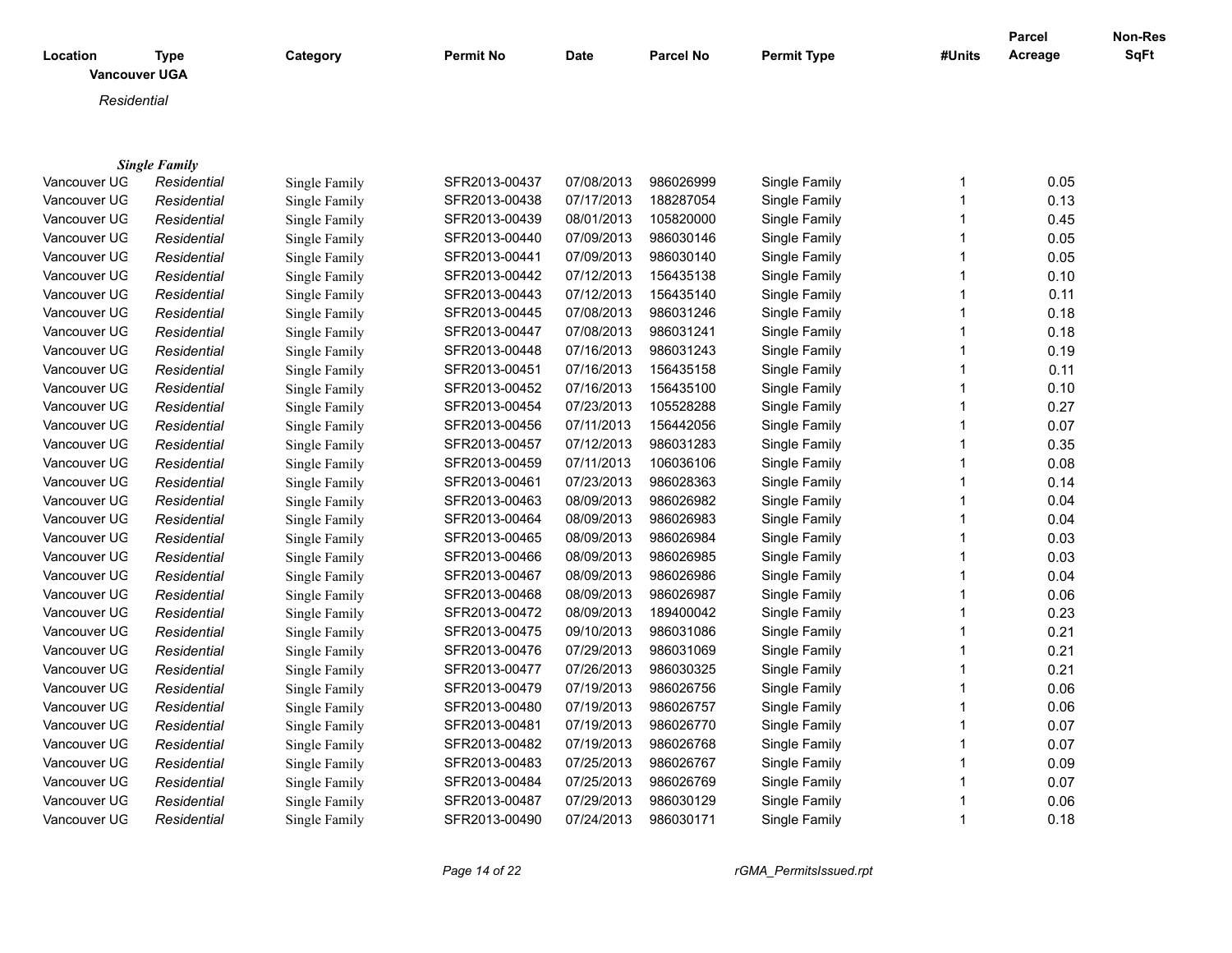| Location | Type | Category | Permit No | Date | Parcel No | Permit Type | #Units | Parcel Acreage | Non-Res SqFt |
|---|---|---|---|---|---|---|---|---|---|
| **Vancouver UGA** | | | | | | | | | |
| *Residential* | | | | | | | | | |
| ***Single Family*** | | | | | | | | | |
| Vancouver UG | *Residential* | Single Family | SFR2013-00437 | 07/08/2013 | 986026999 | Single Family | 1 | 0.05 | |
| Vancouver UG | *Residential* | Single Family | SFR2013-00438 | 07/17/2013 | 188287054 | Single Family | 1 | 0.13 | |
| Vancouver UG | *Residential* | Single Family | SFR2013-00439 | 08/01/2013 | 105820000 | Single Family | 1 | 0.45 | |
| Vancouver UG | *Residential* | Single Family | SFR2013-00440 | 07/09/2013 | 986030146 | Single Family | 1 | 0.05 | |
| Vancouver UG | *Residential* | Single Family | SFR2013-00441 | 07/09/2013 | 986030140 | Single Family | 1 | 0.05 | |
| Vancouver UG | *Residential* | Single Family | SFR2013-00442 | 07/12/2013 | 156435138 | Single Family | 1 | 0.10 | |
| Vancouver UG | *Residential* | Single Family | SFR2013-00443 | 07/12/2013 | 156435140 | Single Family | 1 | 0.11 | |
| Vancouver UG | *Residential* | Single Family | SFR2013-00445 | 07/08/2013 | 986031246 | Single Family | 1 | 0.18 | |
| Vancouver UG | *Residential* | Single Family | SFR2013-00447 | 07/08/2013 | 986031241 | Single Family | 1 | 0.18 | |
| Vancouver UG | *Residential* | Single Family | SFR2013-00448 | 07/16/2013 | 986031243 | Single Family | 1 | 0.19 | |
| Vancouver UG | *Residential* | Single Family | SFR2013-00451 | 07/16/2013 | 156435158 | Single Family | 1 | 0.11 | |
| Vancouver UG | *Residential* | Single Family | SFR2013-00452 | 07/16/2013 | 156435100 | Single Family | 1 | 0.10 | |
| Vancouver UG | *Residential* | Single Family | SFR2013-00454 | 07/23/2013 | 105528288 | Single Family | 1 | 0.27 | |
| Vancouver UG | *Residential* | Single Family | SFR2013-00456 | 07/11/2013 | 156442056 | Single Family | 1 | 0.07 | |
| Vancouver UG | *Residential* | Single Family | SFR2013-00457 | 07/12/2013 | 986031283 | Single Family | 1 | 0.35 | |
| Vancouver UG | *Residential* | Single Family | SFR2013-00459 | 07/11/2013 | 106036106 | Single Family | 1 | 0.08 | |
| Vancouver UG | *Residential* | Single Family | SFR2013-00461 | 07/23/2013 | 986028363 | Single Family | 1 | 0.14 | |
| Vancouver UG | *Residential* | Single Family | SFR2013-00463 | 08/09/2013 | 986026982 | Single Family | 1 | 0.04 | |
| Vancouver UG | *Residential* | Single Family | SFR2013-00464 | 08/09/2013 | 986026983 | Single Family | 1 | 0.04 | |
| Vancouver UG | *Residential* | Single Family | SFR2013-00465 | 08/09/2013 | 986026984 | Single Family | 1 | 0.03 | |
| Vancouver UG | *Residential* | Single Family | SFR2013-00466 | 08/09/2013 | 986026985 | Single Family | 1 | 0.03 | |
| Vancouver UG | *Residential* | Single Family | SFR2013-00467 | 08/09/2013 | 986026986 | Single Family | 1 | 0.04 | |
| Vancouver UG | *Residential* | Single Family | SFR2013-00468 | 08/09/2013 | 986026987 | Single Family | 1 | 0.06 | |
| Vancouver UG | *Residential* | Single Family | SFR2013-00472 | 08/09/2013 | 189400042 | Single Family | 1 | 0.23 | |
| Vancouver UG | *Residential* | Single Family | SFR2013-00475 | 09/10/2013 | 986031086 | Single Family | 1 | 0.21 | |
| Vancouver UG | *Residential* | Single Family | SFR2013-00476 | 07/29/2013 | 986031069 | Single Family | 1 | 0.21 | |
| Vancouver UG | *Residential* | Single Family | SFR2013-00477 | 07/26/2013 | 986030325 | Single Family | 1 | 0.21 | |
| Vancouver UG | *Residential* | Single Family | SFR2013-00479 | 07/19/2013 | 986026756 | Single Family | 1 | 0.06 | |
| Vancouver UG | *Residential* | Single Family | SFR2013-00480 | 07/19/2013 | 986026757 | Single Family | 1 | 0.06 | |
| Vancouver UG | *Residential* | Single Family | SFR2013-00481 | 07/19/2013 | 986026770 | Single Family | 1 | 0.07 | |
| Vancouver UG | *Residential* | Single Family | SFR2013-00482 | 07/19/2013 | 986026768 | Single Family | 1 | 0.07 | |
| Vancouver UG | *Residential* | Single Family | SFR2013-00483 | 07/25/2013 | 986026767 | Single Family | 1 | 0.09 | |
| Vancouver UG | *Residential* | Single Family | SFR2013-00484 | 07/25/2013 | 986026769 | Single Family | 1 | 0.07 | |
| Vancouver UG | *Residential* | Single Family | SFR2013-00487 | 07/29/2013 | 986030129 | Single Family | 1 | 0.06 | |
| Vancouver UG | *Residential* | Single Family | SFR2013-00490 | 07/24/2013 | 986030171 | Single Family | 1 | 0.18 | |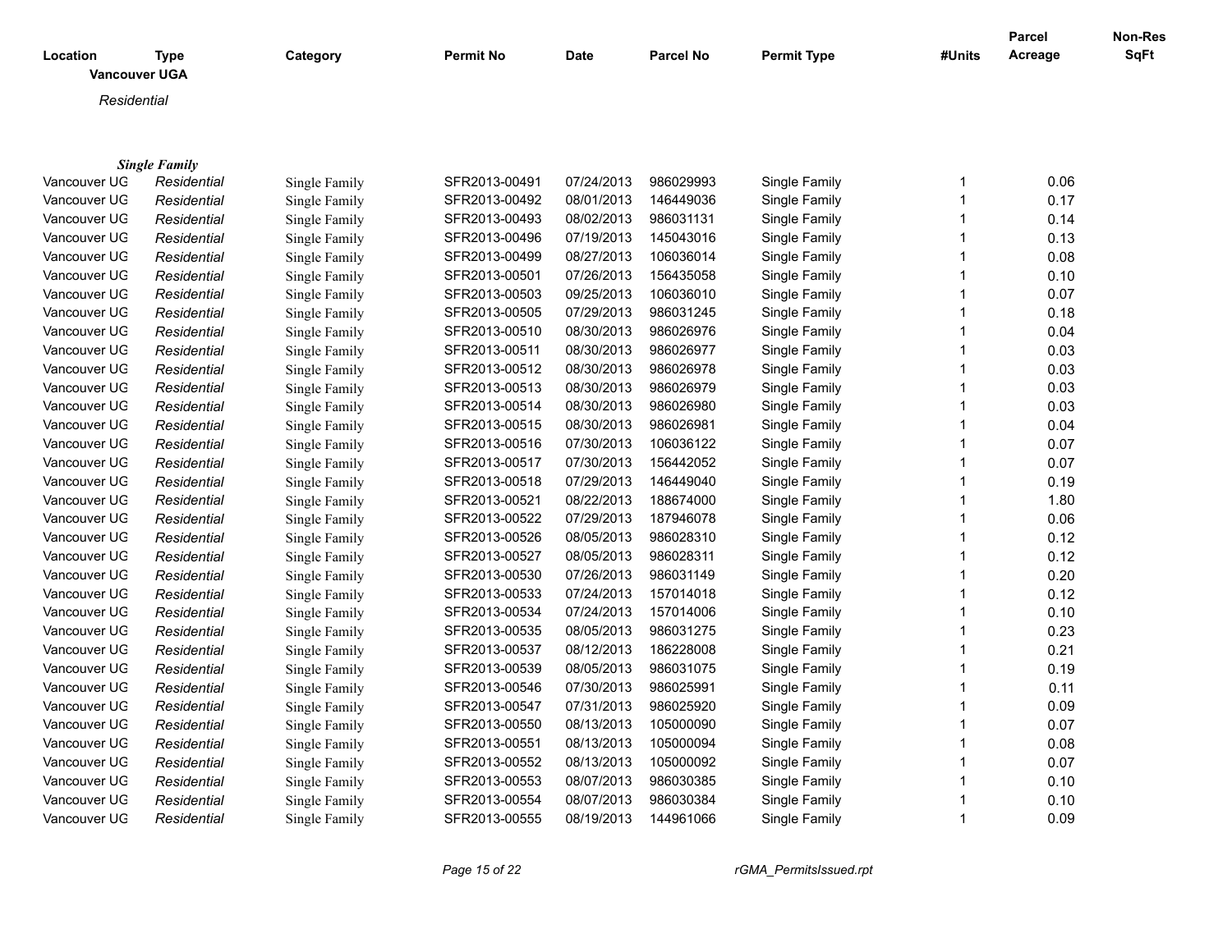| Location | Type | Category | Permit No | Date | Parcel No | Permit Type | #Units | Parcel Acreage | Non-Res SqFt |
|---|---|---|---|---|---|---|---|---|---|

**Vancouver UGA**

*Residential*

***Single Family***

| Location | Type | Category | Permit No | Date | Parcel No | Permit Type | #Units | Parcel Acreage | Non-Res SqFt |
|---|---|---|---|---|---|---|---|---|---|
| Vancouver UG | *Residential* | Single Family | SFR2013-00491 | 07/24/2013 | 986029993 | Single Family | 1 | 0.06 | |
| Vancouver UG | *Residential* | Single Family | SFR2013-00492 | 08/01/2013 | 146449036 | Single Family | 1 | 0.17 | |
| Vancouver UG | *Residential* | Single Family | SFR2013-00493 | 08/02/2013 | 986031131 | Single Family | 1 | 0.14 | |
| Vancouver UG | *Residential* | Single Family | SFR2013-00496 | 07/19/2013 | 145043016 | Single Family | 1 | 0.13 | |
| Vancouver UG | *Residential* | Single Family | SFR2013-00499 | 08/27/2013 | 106036014 | Single Family | 1 | 0.08 | |
| Vancouver UG | *Residential* | Single Family | SFR2013-00501 | 07/26/2013 | 156435058 | Single Family | 1 | 0.10 | |
| Vancouver UG | *Residential* | Single Family | SFR2013-00503 | 09/25/2013 | 106036010 | Single Family | 1 | 0.07 | |
| Vancouver UG | *Residential* | Single Family | SFR2013-00505 | 07/29/2013 | 986031245 | Single Family | 1 | 0.18 | |
| Vancouver UG | *Residential* | Single Family | SFR2013-00510 | 08/30/2013 | 986026976 | Single Family | 1 | 0.04 | |
| Vancouver UG | *Residential* | Single Family | SFR2013-00511 | 08/30/2013 | 986026977 | Single Family | 1 | 0.03 | |
| Vancouver UG | *Residential* | Single Family | SFR2013-00512 | 08/30/2013 | 986026978 | Single Family | 1 | 0.03 | |
| Vancouver UG | *Residential* | Single Family | SFR2013-00513 | 08/30/2013 | 986026979 | Single Family | 1 | 0.03 | |
| Vancouver UG | *Residential* | Single Family | SFR2013-00514 | 08/30/2013 | 986026980 | Single Family | 1 | 0.03 | |
| Vancouver UG | *Residential* | Single Family | SFR2013-00515 | 08/30/2013 | 986026981 | Single Family | 1 | 0.04 | |
| Vancouver UG | *Residential* | Single Family | SFR2013-00516 | 07/30/2013 | 106036122 | Single Family | 1 | 0.07 | |
| Vancouver UG | *Residential* | Single Family | SFR2013-00517 | 07/30/2013 | 156442052 | Single Family | 1 | 0.07 | |
| Vancouver UG | *Residential* | Single Family | SFR2013-00518 | 07/29/2013 | 146449040 | Single Family | 1 | 0.19 | |
| Vancouver UG | *Residential* | Single Family | SFR2013-00521 | 08/22/2013 | 188674000 | Single Family | 1 | 1.80 | |
| Vancouver UG | *Residential* | Single Family | SFR2013-00522 | 07/29/2013 | 187946078 | Single Family | 1 | 0.06 | |
| Vancouver UG | *Residential* | Single Family | SFR2013-00526 | 08/05/2013 | 986028310 | Single Family | 1 | 0.12 | |
| Vancouver UG | *Residential* | Single Family | SFR2013-00527 | 08/05/2013 | 986028311 | Single Family | 1 | 0.12 | |
| Vancouver UG | *Residential* | Single Family | SFR2013-00530 | 07/26/2013 | 986031149 | Single Family | 1 | 0.20 | |
| Vancouver UG | *Residential* | Single Family | SFR2013-00533 | 07/24/2013 | 157014018 | Single Family | 1 | 0.12 | |
| Vancouver UG | *Residential* | Single Family | SFR2013-00534 | 07/24/2013 | 157014006 | Single Family | 1 | 0.10 | |
| Vancouver UG | *Residential* | Single Family | SFR2013-00535 | 08/05/2013 | 986031275 | Single Family | 1 | 0.23 | |
| Vancouver UG | *Residential* | Single Family | SFR2013-00537 | 08/12/2013 | 186228008 | Single Family | 1 | 0.21 | |
| Vancouver UG | *Residential* | Single Family | SFR2013-00539 | 08/05/2013 | 986031075 | Single Family | 1 | 0.19 | |
| Vancouver UG | *Residential* | Single Family | SFR2013-00546 | 07/30/2013 | 986025991 | Single Family | 1 | 0.11 | |
| Vancouver UG | *Residential* | Single Family | SFR2013-00547 | 07/31/2013 | 986025920 | Single Family | 1 | 0.09 | |
| Vancouver UG | *Residential* | Single Family | SFR2013-00550 | 08/13/2013 | 105000090 | Single Family | 1 | 0.07 | |
| Vancouver UG | *Residential* | Single Family | SFR2013-00551 | 08/13/2013 | 105000094 | Single Family | 1 | 0.08 | |
| Vancouver UG | *Residential* | Single Family | SFR2013-00552 | 08/13/2013 | 105000092 | Single Family | 1 | 0.07 | |
| Vancouver UG | *Residential* | Single Family | SFR2013-00553 | 08/07/2013 | 986030385 | Single Family | 1 | 0.10 | |
| Vancouver UG | *Residential* | Single Family | SFR2013-00554 | 08/07/2013 | 986030384 | Single Family | 1 | 0.10 | |
| Vancouver UG | *Residential* | Single Family | SFR2013-00555 | 08/19/2013 | 144961066 | Single Family | 1 | 0.09 | |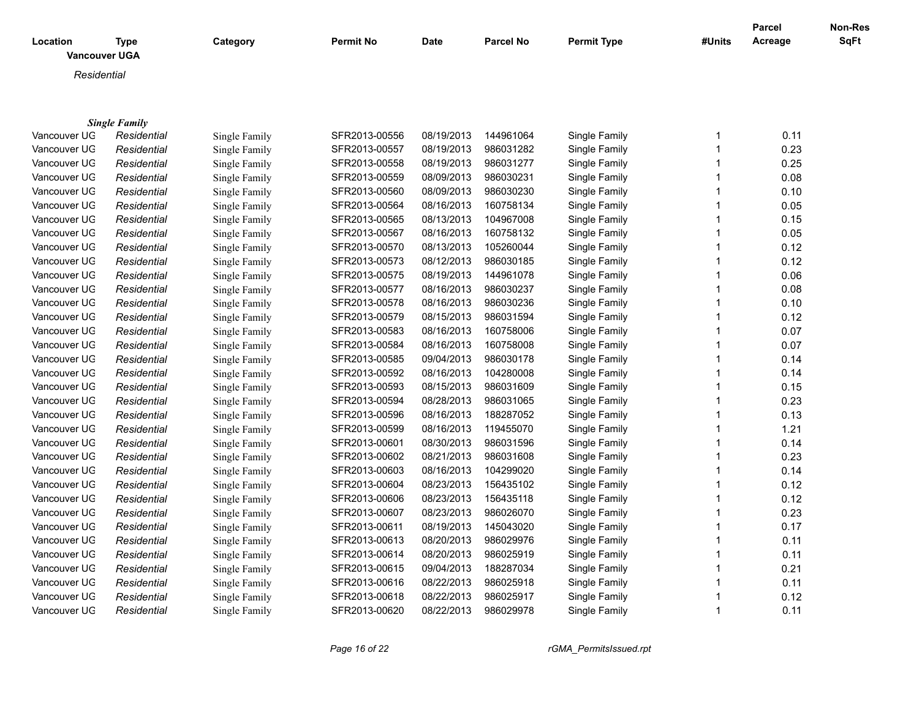| Location | Type | Category | Permit No | Date | Parcel No | Permit Type | #Units | Parcel Acreage | Non-Res SqFt |
|---|---|---|---|---|---|---|---|---|---|

**Vancouver UGA**

*Residential*

***Single Family***

| Location | Type | Category | Permit No | Date | Parcel No | Permit Type | #Units | Parcel Acreage | Non-Res SqFt |
|---|---|---|---|---|---|---|---|---|---|
| Vancouver UG | *Residential* | Single Family | SFR2013-00556 | 08/19/2013 | 144961064 | Single Family | 1 | 0.11 | |
| Vancouver UG | *Residential* | Single Family | SFR2013-00557 | 08/19/2013 | 986031282 | Single Family | 1 | 0.23 | |
| Vancouver UG | *Residential* | Single Family | SFR2013-00558 | 08/19/2013 | 986031277 | Single Family | 1 | 0.25 | |
| Vancouver UG | *Residential* | Single Family | SFR2013-00559 | 08/09/2013 | 986030231 | Single Family | 1 | 0.08 | |
| Vancouver UG | *Residential* | Single Family | SFR2013-00560 | 08/09/2013 | 986030230 | Single Family | 1 | 0.10 | |
| Vancouver UG | *Residential* | Single Family | SFR2013-00564 | 08/16/2013 | 160758134 | Single Family | 1 | 0.05 | |
| Vancouver UG | *Residential* | Single Family | SFR2013-00565 | 08/13/2013 | 104967008 | Single Family | 1 | 0.15 | |
| Vancouver UG | *Residential* | Single Family | SFR2013-00567 | 08/16/2013 | 160758132 | Single Family | 1 | 0.05 | |
| Vancouver UG | *Residential* | Single Family | SFR2013-00570 | 08/13/2013 | 105260044 | Single Family | 1 | 0.12 | |
| Vancouver UG | *Residential* | Single Family | SFR2013-00573 | 08/12/2013 | 986030185 | Single Family | 1 | 0.12 | |
| Vancouver UG | *Residential* | Single Family | SFR2013-00575 | 08/19/2013 | 144961078 | Single Family | 1 | 0.06 | |
| Vancouver UG | *Residential* | Single Family | SFR2013-00577 | 08/16/2013 | 986030237 | Single Family | 1 | 0.08 | |
| Vancouver UG | *Residential* | Single Family | SFR2013-00578 | 08/16/2013 | 986030236 | Single Family | 1 | 0.10 | |
| Vancouver UG | *Residential* | Single Family | SFR2013-00579 | 08/15/2013 | 986031594 | Single Family | 1 | 0.12 | |
| Vancouver UG | *Residential* | Single Family | SFR2013-00583 | 08/16/2013 | 160758006 | Single Family | 1 | 0.07 | |
| Vancouver UG | *Residential* | Single Family | SFR2013-00584 | 08/16/2013 | 160758008 | Single Family | 1 | 0.07 | |
| Vancouver UG | *Residential* | Single Family | SFR2013-00585 | 09/04/2013 | 986030178 | Single Family | 1 | 0.14 | |
| Vancouver UG | *Residential* | Single Family | SFR2013-00592 | 08/16/2013 | 104280008 | Single Family | 1 | 0.14 | |
| Vancouver UG | *Residential* | Single Family | SFR2013-00593 | 08/15/2013 | 986031609 | Single Family | 1 | 0.15 | |
| Vancouver UG | *Residential* | Single Family | SFR2013-00594 | 08/28/2013 | 986031065 | Single Family | 1 | 0.23 | |
| Vancouver UG | *Residential* | Single Family | SFR2013-00596 | 08/16/2013 | 188287052 | Single Family | 1 | 0.13 | |
| Vancouver UG | *Residential* | Single Family | SFR2013-00599 | 08/16/2013 | 119455070 | Single Family | 1 | 1.21 | |
| Vancouver UG | *Residential* | Single Family | SFR2013-00601 | 08/30/2013 | 986031596 | Single Family | 1 | 0.14 | |
| Vancouver UG | *Residential* | Single Family | SFR2013-00602 | 08/21/2013 | 986031608 | Single Family | 1 | 0.23 | |
| Vancouver UG | *Residential* | Single Family | SFR2013-00603 | 08/16/2013 | 104299020 | Single Family | 1 | 0.14 | |
| Vancouver UG | *Residential* | Single Family | SFR2013-00604 | 08/23/2013 | 156435102 | Single Family | 1 | 0.12 | |
| Vancouver UG | *Residential* | Single Family | SFR2013-00606 | 08/23/2013 | 156435118 | Single Family | 1 | 0.12 | |
| Vancouver UG | *Residential* | Single Family | SFR2013-00607 | 08/23/2013 | 986026070 | Single Family | 1 | 0.23 | |
| Vancouver UG | *Residential* | Single Family | SFR2013-00611 | 08/19/2013 | 145043020 | Single Family | 1 | 0.17 | |
| Vancouver UG | *Residential* | Single Family | SFR2013-00613 | 08/20/2013 | 986029976 | Single Family | 1 | 0.11 | |
| Vancouver UG | *Residential* | Single Family | SFR2013-00614 | 08/20/2013 | 986025919 | Single Family | 1 | 0.11 | |
| Vancouver UG | *Residential* | Single Family | SFR2013-00615 | 09/04/2013 | 188287034 | Single Family | 1 | 0.21 | |
| Vancouver UG | *Residential* | Single Family | SFR2013-00616 | 08/22/2013 | 986025918 | Single Family | 1 | 0.11 | |
| Vancouver UG | *Residential* | Single Family | SFR2013-00618 | 08/22/2013 | 986025917 | Single Family | 1 | 0.12 | |
| Vancouver UG | *Residential* | Single Family | SFR2013-00620 | 08/22/2013 | 986029978 | Single Family | 1 | 0.11 | |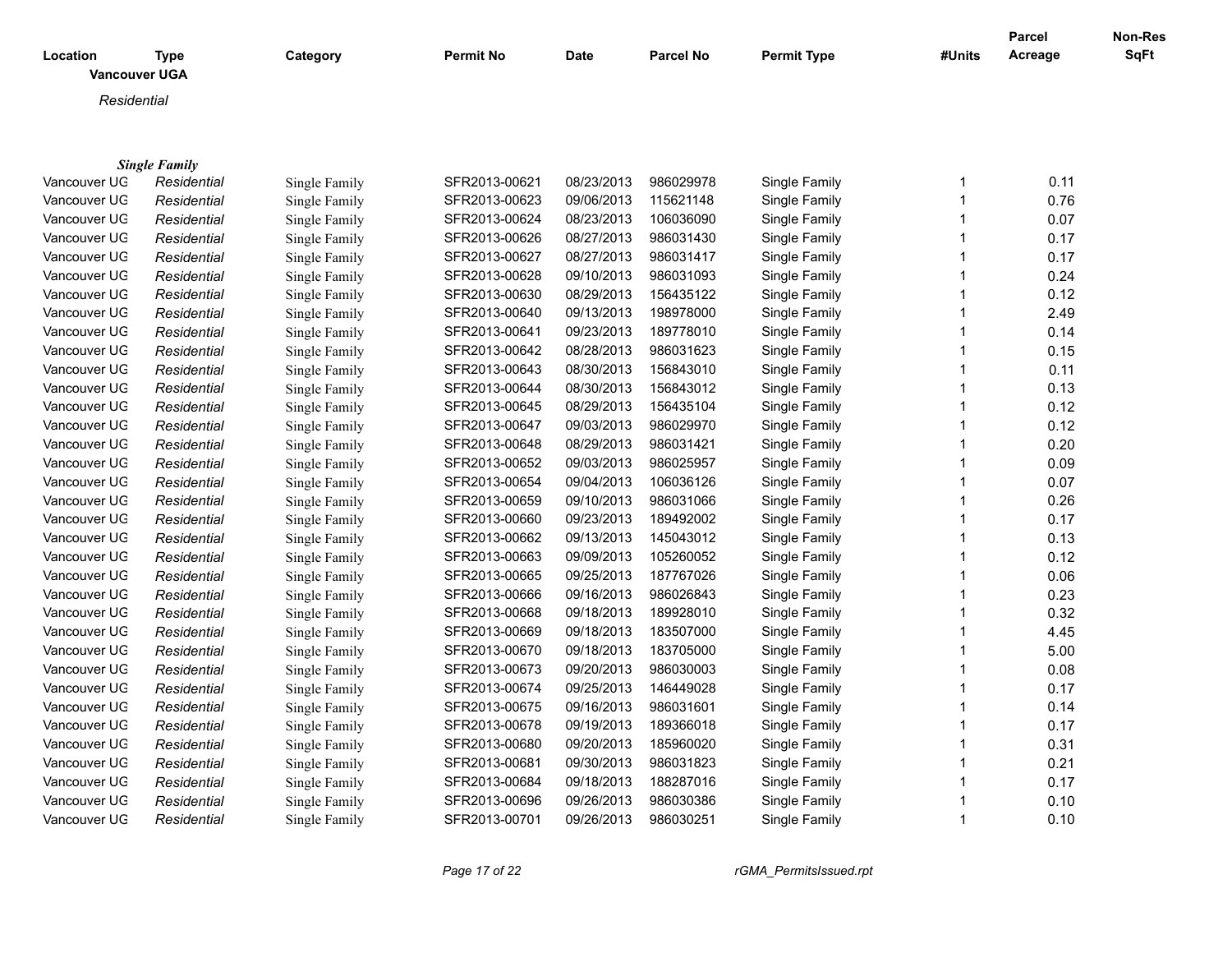| Location | Type | Category | Permit No | Date | Parcel No | Permit Type | #Units | Parcel Acreage | Non-Res SqFt |
|---|---|---|---|---|---|---|---|---|---|
| **Vancouver UGA** | | | | | | | | | |
| *Residential* | | | | | | | | | |
| ***Single Family*** | | | | | | | | | |
| Vancouver UG | *Residential* | Single Family | SFR2013-00621 | 08/23/2013 | 986029978 | Single Family | 1 | 0.11 | |
| Vancouver UG | *Residential* | Single Family | SFR2013-00623 | 09/06/2013 | 115621148 | Single Family | 1 | 0.76 | |
| Vancouver UG | *Residential* | Single Family | SFR2013-00624 | 08/23/2013 | 106036090 | Single Family | 1 | 0.07 | |
| Vancouver UG | *Residential* | Single Family | SFR2013-00626 | 08/27/2013 | 986031430 | Single Family | 1 | 0.17 | |
| Vancouver UG | *Residential* | Single Family | SFR2013-00627 | 08/27/2013 | 986031417 | Single Family | 1 | 0.17 | |
| Vancouver UG | *Residential* | Single Family | SFR2013-00628 | 09/10/2013 | 986031093 | Single Family | 1 | 0.24 | |
| Vancouver UG | *Residential* | Single Family | SFR2013-00630 | 08/29/2013 | 156435122 | Single Family | 1 | 0.12 | |
| Vancouver UG | *Residential* | Single Family | SFR2013-00640 | 09/13/2013 | 198978000 | Single Family | 1 | 2.49 | |
| Vancouver UG | *Residential* | Single Family | SFR2013-00641 | 09/23/2013 | 189778010 | Single Family | 1 | 0.14 | |
| Vancouver UG | *Residential* | Single Family | SFR2013-00642 | 08/28/2013 | 986031623 | Single Family | 1 | 0.15 | |
| Vancouver UG | *Residential* | Single Family | SFR2013-00643 | 08/30/2013 | 156843010 | Single Family | 1 | 0.11 | |
| Vancouver UG | *Residential* | Single Family | SFR2013-00644 | 08/30/2013 | 156843012 | Single Family | 1 | 0.13 | |
| Vancouver UG | *Residential* | Single Family | SFR2013-00645 | 08/29/2013 | 156435104 | Single Family | 1 | 0.12 | |
| Vancouver UG | *Residential* | Single Family | SFR2013-00647 | 09/03/2013 | 986029970 | Single Family | 1 | 0.12 | |
| Vancouver UG | *Residential* | Single Family | SFR2013-00648 | 08/29/2013 | 986031421 | Single Family | 1 | 0.20 | |
| Vancouver UG | *Residential* | Single Family | SFR2013-00652 | 09/03/2013 | 986025957 | Single Family | 1 | 0.09 | |
| Vancouver UG | *Residential* | Single Family | SFR2013-00654 | 09/04/2013 | 106036126 | Single Family | 1 | 0.07 | |
| Vancouver UG | *Residential* | Single Family | SFR2013-00659 | 09/10/2013 | 986031066 | Single Family | 1 | 0.26 | |
| Vancouver UG | *Residential* | Single Family | SFR2013-00660 | 09/23/2013 | 189492002 | Single Family | 1 | 0.17 | |
| Vancouver UG | *Residential* | Single Family | SFR2013-00662 | 09/13/2013 | 145043012 | Single Family | 1 | 0.13 | |
| Vancouver UG | *Residential* | Single Family | SFR2013-00663 | 09/09/2013 | 105260052 | Single Family | 1 | 0.12 | |
| Vancouver UG | *Residential* | Single Family | SFR2013-00665 | 09/25/2013 | 187767026 | Single Family | 1 | 0.06 | |
| Vancouver UG | *Residential* | Single Family | SFR2013-00666 | 09/16/2013 | 986026843 | Single Family | 1 | 0.23 | |
| Vancouver UG | *Residential* | Single Family | SFR2013-00668 | 09/18/2013 | 189928010 | Single Family | 1 | 0.32 | |
| Vancouver UG | *Residential* | Single Family | SFR2013-00669 | 09/18/2013 | 183507000 | Single Family | 1 | 4.45 | |
| Vancouver UG | *Residential* | Single Family | SFR2013-00670 | 09/18/2013 | 183705000 | Single Family | 1 | 5.00 | |
| Vancouver UG | *Residential* | Single Family | SFR2013-00673 | 09/20/2013 | 986030003 | Single Family | 1 | 0.08 | |
| Vancouver UG | *Residential* | Single Family | SFR2013-00674 | 09/25/2013 | 146449028 | Single Family | 1 | 0.17 | |
| Vancouver UG | *Residential* | Single Family | SFR2013-00675 | 09/16/2013 | 986031601 | Single Family | 1 | 0.14 | |
| Vancouver UG | *Residential* | Single Family | SFR2013-00678 | 09/19/2013 | 189366018 | Single Family | 1 | 0.17 | |
| Vancouver UG | *Residential* | Single Family | SFR2013-00680 | 09/20/2013 | 185960020 | Single Family | 1 | 0.31 | |
| Vancouver UG | *Residential* | Single Family | SFR2013-00681 | 09/30/2013 | 986031823 | Single Family | 1 | 0.21 | |
| Vancouver UG | *Residential* | Single Family | SFR2013-00684 | 09/18/2013 | 188287016 | Single Family | 1 | 0.17 | |
| Vancouver UG | *Residential* | Single Family | SFR2013-00696 | 09/26/2013 | 986030386 | Single Family | 1 | 0.10 | |
| Vancouver UG | *Residential* | Single Family | SFR2013-00701 | 09/26/2013 | 986030251 | Single Family | 1 | 0.10 | |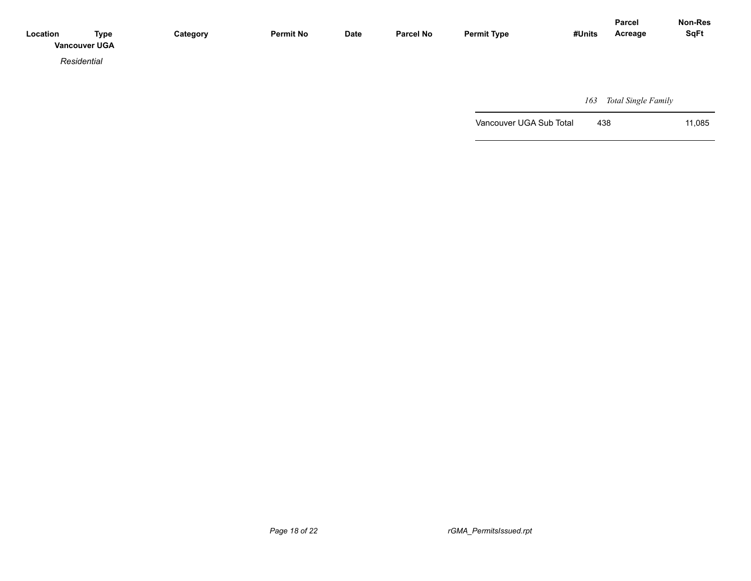| Location | Type | Category | Permit No | Date | Parcel No | Permit Type | #Units | Parcel Acreage | Non-Res SqFt |
|---|---|---|---|---|---|---|---|---|---|
| **Vancouver UGA** | | | | | | | | | |
| | *Residential* | | | | | | | | |
| | | | | | | | *163* | *Total Single Family* | |
| | | | | | | Vancouver UGA Sub Total | 438 | | 11,085 |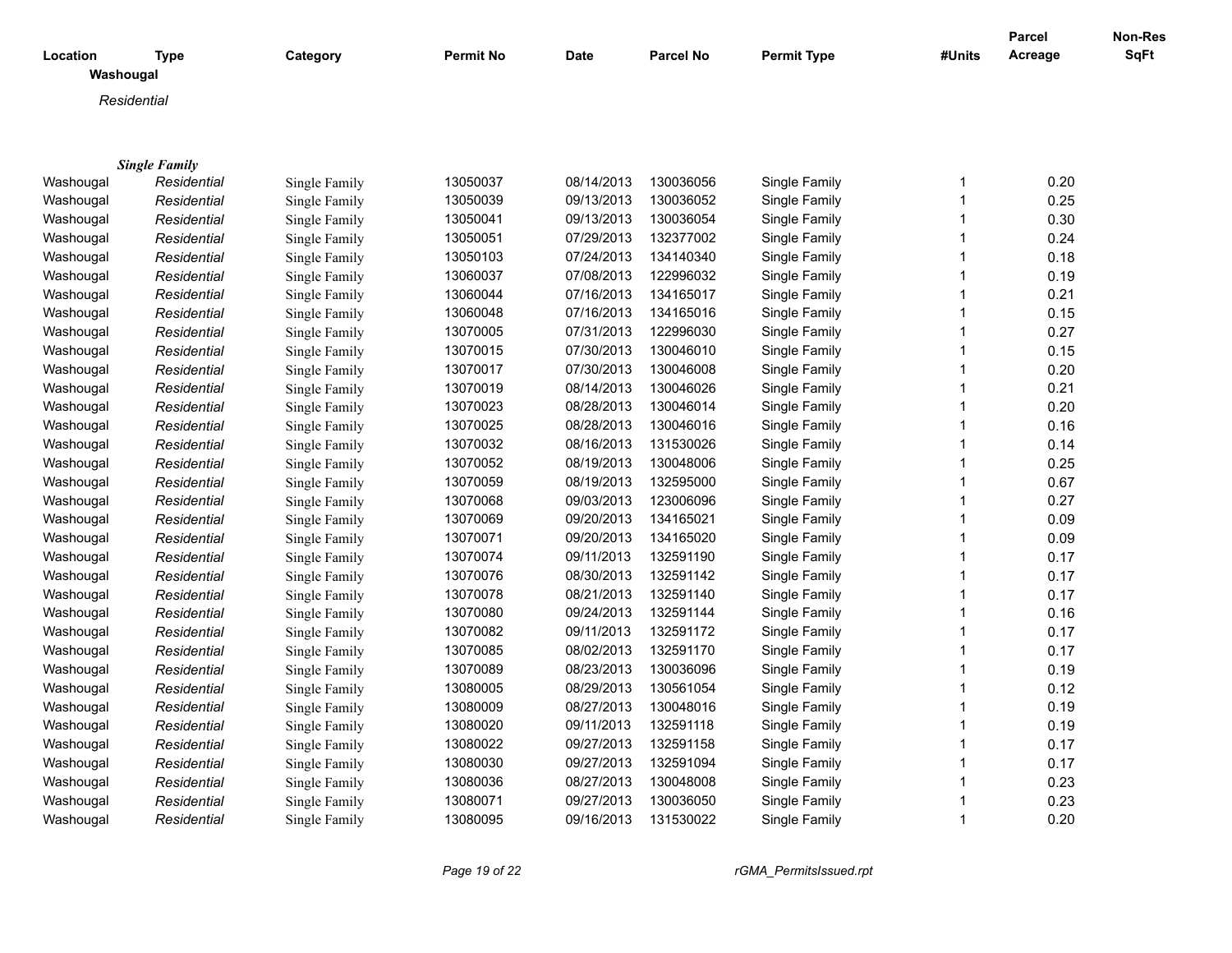| Location | Type | Category | Permit No | Date | Parcel No | Permit Type | #Units | Parcel Acreage | Non-Res SqFt |
|---|---|---|---|---|---|---|---|---|---|
| **Washougal** | | | | | | | | | |
| | *Residential* | | | | | | | | |
| | ***Single Family*** | | | | | | | | |
| Washougal | *Residential* | Single Family | 13050037 | 08/14/2013 | 130036056 | Single Family | 1 | 0.20 | |
| Washougal | *Residential* | Single Family | 13050039 | 09/13/2013 | 130036052 | Single Family | 1 | 0.25 | |
| Washougal | *Residential* | Single Family | 13050041 | 09/13/2013 | 130036054 | Single Family | 1 | 0.30 | |
| Washougal | *Residential* | Single Family | 13050051 | 07/29/2013 | 132377002 | Single Family | 1 | 0.24 | |
| Washougal | *Residential* | Single Family | 13050103 | 07/24/2013 | 134140340 | Single Family | 1 | 0.18 | |
| Washougal | *Residential* | Single Family | 13060037 | 07/08/2013 | 122996032 | Single Family | 1 | 0.19 | |
| Washougal | *Residential* | Single Family | 13060044 | 07/16/2013 | 134165017 | Single Family | 1 | 0.21 | |
| Washougal | *Residential* | Single Family | 13060048 | 07/16/2013 | 134165016 | Single Family | 1 | 0.15 | |
| Washougal | *Residential* | Single Family | 13070005 | 07/31/2013 | 122996030 | Single Family | 1 | 0.27 | |
| Washougal | *Residential* | Single Family | 13070015 | 07/30/2013 | 130046010 | Single Family | 1 | 0.15 | |
| Washougal | *Residential* | Single Family | 13070017 | 07/30/2013 | 130046008 | Single Family | 1 | 0.20 | |
| Washougal | *Residential* | Single Family | 13070019 | 08/14/2013 | 130046026 | Single Family | 1 | 0.21 | |
| Washougal | *Residential* | Single Family | 13070023 | 08/28/2013 | 130046014 | Single Family | 1 | 0.20 | |
| Washougal | *Residential* | Single Family | 13070025 | 08/28/2013 | 130046016 | Single Family | 1 | 0.16 | |
| Washougal | *Residential* | Single Family | 13070032 | 08/16/2013 | 131530026 | Single Family | 1 | 0.14 | |
| Washougal | *Residential* | Single Family | 13070052 | 08/19/2013 | 130048006 | Single Family | 1 | 0.25 | |
| Washougal | *Residential* | Single Family | 13070059 | 08/19/2013 | 132595000 | Single Family | 1 | 0.67 | |
| Washougal | *Residential* | Single Family | 13070068 | 09/03/2013 | 123006096 | Single Family | 1 | 0.27 | |
| Washougal | *Residential* | Single Family | 13070069 | 09/20/2013 | 134165021 | Single Family | 1 | 0.09 | |
| Washougal | *Residential* | Single Family | 13070071 | 09/20/2013 | 134165020 | Single Family | 1 | 0.09 | |
| Washougal | *Residential* | Single Family | 13070074 | 09/11/2013 | 132591190 | Single Family | 1 | 0.17 | |
| Washougal | *Residential* | Single Family | 13070076 | 08/30/2013 | 132591142 | Single Family | 1 | 0.17 | |
| Washougal | *Residential* | Single Family | 13070078 | 08/21/2013 | 132591140 | Single Family | 1 | 0.17 | |
| Washougal | *Residential* | Single Family | 13070080 | 09/24/2013 | 132591144 | Single Family | 1 | 0.16 | |
| Washougal | *Residential* | Single Family | 13070082 | 09/11/2013 | 132591172 | Single Family | 1 | 0.17 | |
| Washougal | *Residential* | Single Family | 13070085 | 08/02/2013 | 132591170 | Single Family | 1 | 0.17 | |
| Washougal | *Residential* | Single Family | 13070089 | 08/23/2013 | 130036096 | Single Family | 1 | 0.19 | |
| Washougal | *Residential* | Single Family | 13080005 | 08/29/2013 | 130561054 | Single Family | 1 | 0.12 | |
| Washougal | *Residential* | Single Family | 13080009 | 08/27/2013 | 130048016 | Single Family | 1 | 0.19 | |
| Washougal | *Residential* | Single Family | 13080020 | 09/11/2013 | 132591118 | Single Family | 1 | 0.19 | |
| Washougal | *Residential* | Single Family | 13080022 | 09/27/2013 | 132591158 | Single Family | 1 | 0.17 | |
| Washougal | *Residential* | Single Family | 13080030 | 09/27/2013 | 132591094 | Single Family | 1 | 0.17 | |
| Washougal | *Residential* | Single Family | 13080036 | 08/27/2013 | 130048008 | Single Family | 1 | 0.23 | |
| Washougal | *Residential* | Single Family | 13080071 | 09/27/2013 | 130036050 | Single Family | 1 | 0.23 | |
| Washougal | *Residential* | Single Family | 13080095 | 09/16/2013 | 131530022 | Single Family | 1 | 0.20 | |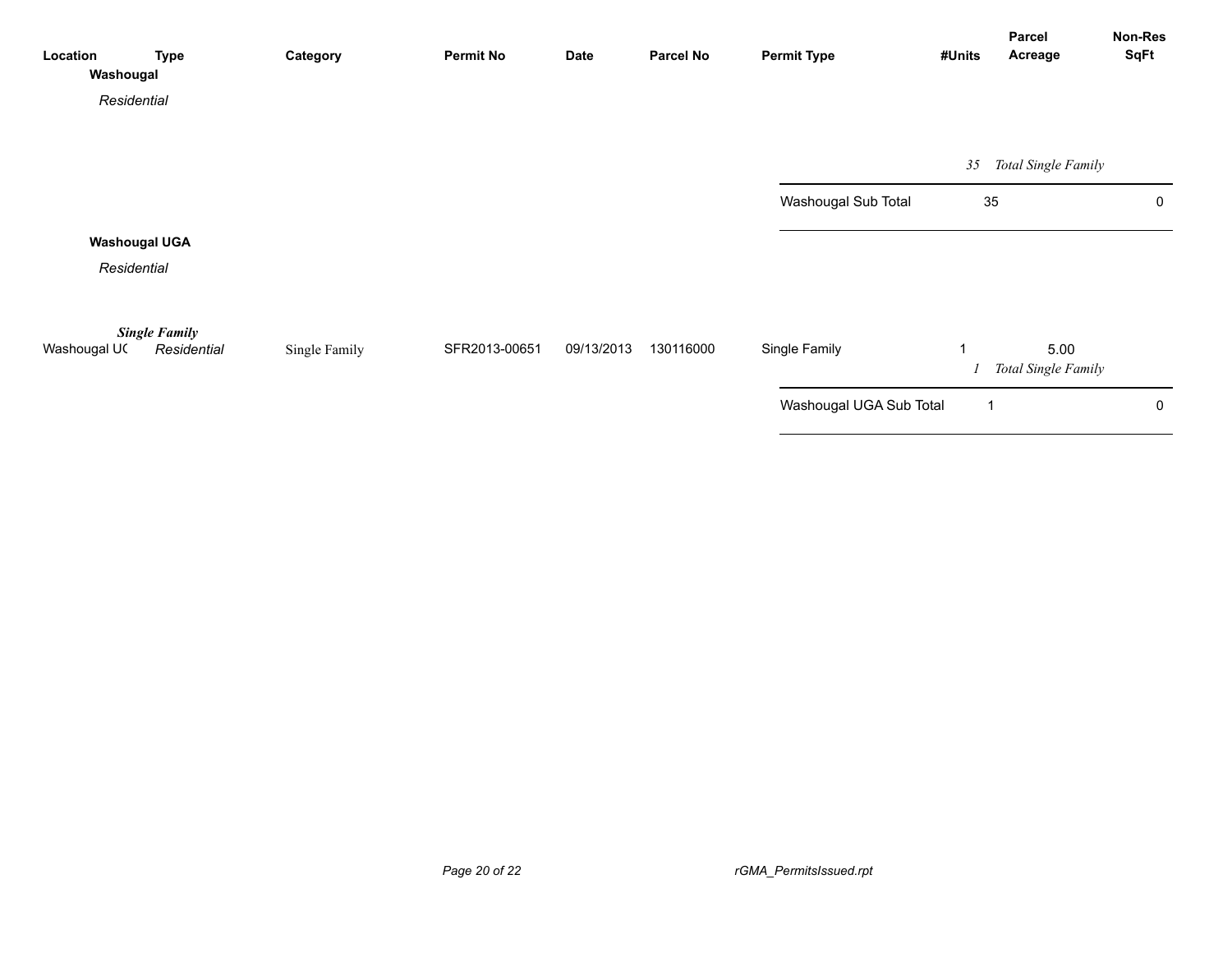| Location | Type | Category | Permit No | Date | Parcel No | Permit Type | #Units | Parcel Acreage | Non-Res SqFt |
|---|---|---|---|---|---|---|---|---|---|
| **Washougal** | | | | | | | | | |
| *Residential* | | | | | | | | | |
| | | | | | | | *35* | *Total Single Family* | |
| | | | | | | Washougal Sub Total | 35 | | 0 |
| **Washougal UGA** | | | | | | | | | |
| *Residential* | | | | | | | | | |
| | ***Single Family*** | | | | | | | | |
| Washougal UC | *Residential* | Single Family | SFR2013-00651 | 09/13/2013 | 130116000 | Single Family | 1 | 5.00 | |
| | | | | | | | *1* | *Total Single Family* | |
| | | | | | | Washougal UGA Sub Total | 1 | | 0 |

rGMA_PermitsIssued.rpt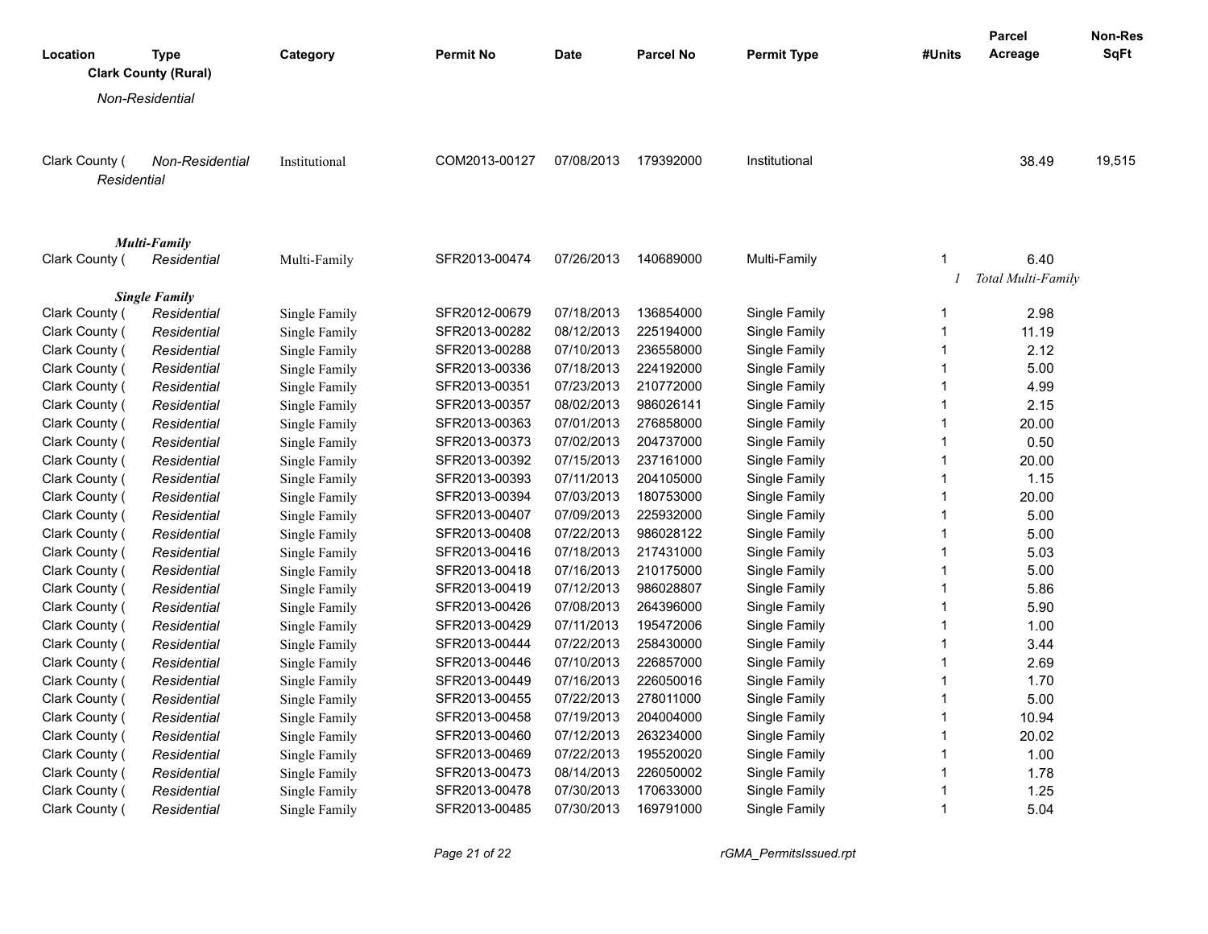| Location | Type | Category | Permit No | Date | Parcel No | Permit Type | #Units | Parcel Acreage | Non-Res SqFt |
|---|---|---|---|---|---|---|---|---|---|
| **Clark County (Rural)** | | | | | | | | | |
| *Non-Residential* | | | | | | | | | |
| Clark County ( | *Non-Residential* | Institutional | COM2013-00127 | 07/08/2013 | 179392000 | Institutional | | 38.49 | 19,515 |
| *Residential* | | | | | | | | | |
| ***Multi-Family*** | | | | | | | | | |
| Clark County ( | *Residential* | Multi-Family | SFR2013-00474 | 07/26/2013 | 140689000 | Multi-Family | 1 | 6.40 | |
| | | | | | | | *1* | *Total Multi-Family* | |
| ***Single Family*** | | | | | | | | | |
| Clark County ( | *Residential* | Single Family | SFR2012-00679 | 07/18/2013 | 136854000 | Single Family | 1 | 2.98 | |
| Clark County ( | *Residential* | Single Family | SFR2013-00282 | 08/12/2013 | 225194000 | Single Family | 1 | 11.19 | |
| Clark County ( | *Residential* | Single Family | SFR2013-00288 | 07/10/2013 | 236558000 | Single Family | 1 | 2.12 | |
| Clark County ( | *Residential* | Single Family | SFR2013-00336 | 07/18/2013 | 224192000 | Single Family | 1 | 5.00 | |
| Clark County ( | *Residential* | Single Family | SFR2013-00351 | 07/23/2013 | 210772000 | Single Family | 1 | 4.99 | |
| Clark County ( | *Residential* | Single Family | SFR2013-00357 | 08/02/2013 | 986026141 | Single Family | 1 | 2.15 | |
| Clark County ( | *Residential* | Single Family | SFR2013-00363 | 07/01/2013 | 276858000 | Single Family | 1 | 20.00 | |
| Clark County ( | *Residential* | Single Family | SFR2013-00373 | 07/02/2013 | 204737000 | Single Family | 1 | 0.50 | |
| Clark County ( | *Residential* | Single Family | SFR2013-00392 | 07/15/2013 | 237161000 | Single Family | 1 | 20.00 | |
| Clark County ( | *Residential* | Single Family | SFR2013-00393 | 07/11/2013 | 204105000 | Single Family | 1 | 1.15 | |
| Clark County ( | *Residential* | Single Family | SFR2013-00394 | 07/03/2013 | 180753000 | Single Family | 1 | 20.00 | |
| Clark County ( | *Residential* | Single Family | SFR2013-00407 | 07/09/2013 | 225932000 | Single Family | 1 | 5.00 | |
| Clark County ( | *Residential* | Single Family | SFR2013-00408 | 07/22/2013 | 986028122 | Single Family | 1 | 5.00 | |
| Clark County ( | *Residential* | Single Family | SFR2013-00416 | 07/18/2013 | 217431000 | Single Family | 1 | 5.03 | |
| Clark County ( | *Residential* | Single Family | SFR2013-00418 | 07/16/2013 | 210175000 | Single Family | 1 | 5.00 | |
| Clark County ( | *Residential* | Single Family | SFR2013-00419 | 07/12/2013 | 986028807 | Single Family | 1 | 5.86 | |
| Clark County ( | *Residential* | Single Family | SFR2013-00426 | 07/08/2013 | 264396000 | Single Family | 1 | 5.90 | |
| Clark County ( | *Residential* | Single Family | SFR2013-00429 | 07/11/2013 | 195472006 | Single Family | 1 | 1.00 | |
| Clark County ( | *Residential* | Single Family | SFR2013-00444 | 07/22/2013 | 258430000 | Single Family | 1 | 3.44 | |
| Clark County ( | *Residential* | Single Family | SFR2013-00446 | 07/10/2013 | 226857000 | Single Family | 1 | 2.69 | |
| Clark County ( | *Residential* | Single Family | SFR2013-00449 | 07/16/2013 | 226050016 | Single Family | 1 | 1.70 | |
| Clark County ( | *Residential* | Single Family | SFR2013-00455 | 07/22/2013 | 278011000 | Single Family | 1 | 5.00 | |
| Clark County ( | *Residential* | Single Family | SFR2013-00458 | 07/19/2013 | 204004000 | Single Family | 1 | 10.94 | |
| Clark County ( | *Residential* | Single Family | SFR2013-00460 | 07/12/2013 | 263234000 | Single Family | 1 | 20.02 | |
| Clark County ( | *Residential* | Single Family | SFR2013-00469 | 07/22/2013 | 195520020 | Single Family | 1 | 1.00 | |
| Clark County ( | *Residential* | Single Family | SFR2013-00473 | 08/14/2013 | 226050002 | Single Family | 1 | 1.78 | |
| Clark County ( | *Residential* | Single Family | SFR2013-00478 | 07/30/2013 | 170633000 | Single Family | 1 | 1.25 | |
| Clark County ( | *Residential* | Single Family | SFR2013-00485 | 07/30/2013 | 169791000 | Single Family | 1 | 5.04 | |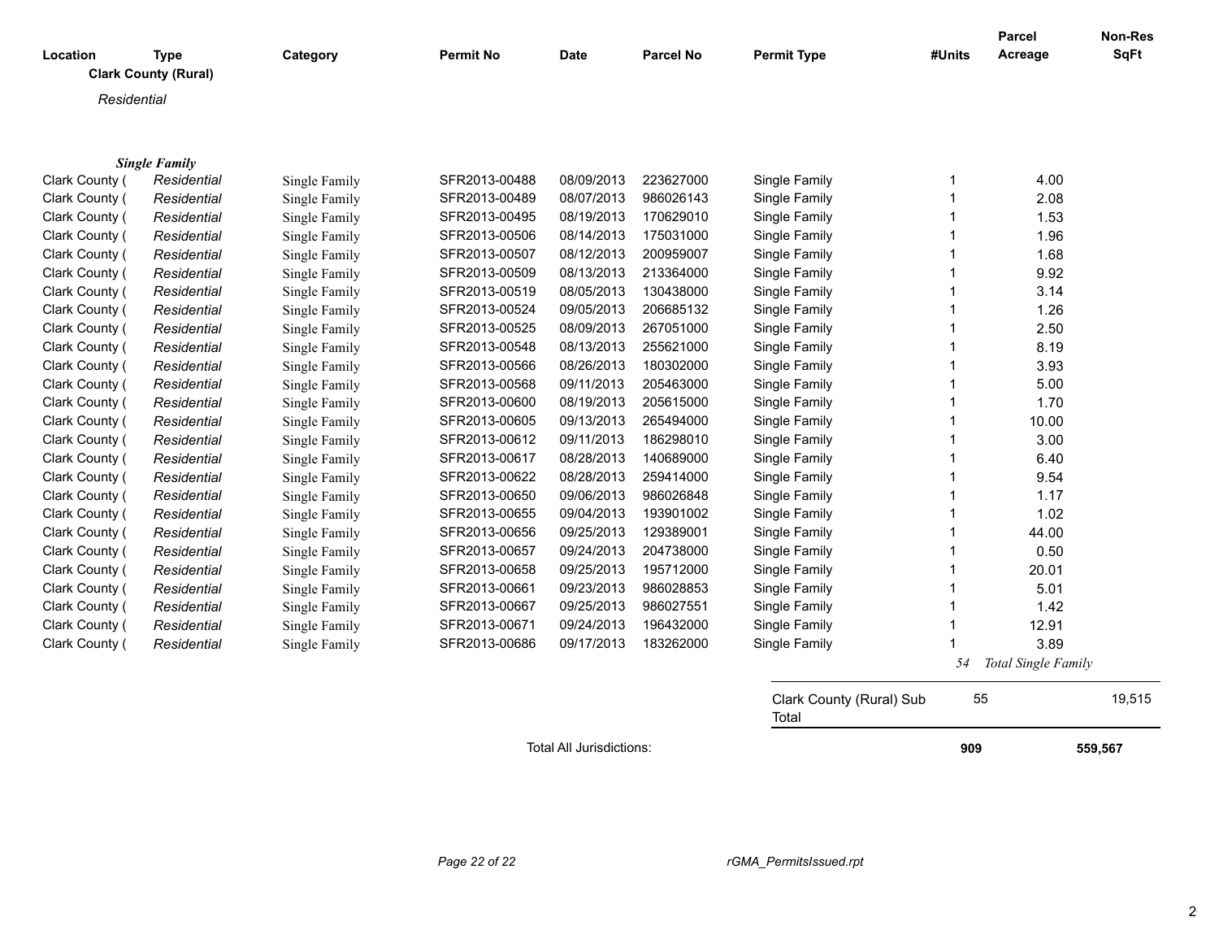| Location | Type | Category | Permit No | Date | Parcel No | Permit Type | #Units | Parcel Acreage | Non-Res SqFt |
|---|---|---|---|---|---|---|---|---|---|
| **Clark County (Rural)** | | | | | | | | | |
| *Residential* | | | | | | | | | |
| ***Single Family*** | | | | | | | | | |
| Clark County ( | *Residential* | Single Family | SFR2013-00488 | 08/09/2013 | 223627000 | Single Family | 1 | 4.00 | |
| Clark County ( | *Residential* | Single Family | SFR2013-00489 | 08/07/2013 | 986026143 | Single Family | 1 | 2.08 | |
| Clark County ( | *Residential* | Single Family | SFR2013-00495 | 08/19/2013 | 170629010 | Single Family | 1 | 1.53 | |
| Clark County ( | *Residential* | Single Family | SFR2013-00506 | 08/14/2013 | 175031000 | Single Family | 1 | 1.96 | |
| Clark County ( | *Residential* | Single Family | SFR2013-00507 | 08/12/2013 | 200959007 | Single Family | 1 | 1.68 | |
| Clark County ( | *Residential* | Single Family | SFR2013-00509 | 08/13/2013 | 213364000 | Single Family | 1 | 9.92 | |
| Clark County ( | *Residential* | Single Family | SFR2013-00519 | 08/05/2013 | 130438000 | Single Family | 1 | 3.14 | |
| Clark County ( | *Residential* | Single Family | SFR2013-00524 | 09/05/2013 | 206685132 | Single Family | 1 | 1.26 | |
| Clark County ( | *Residential* | Single Family | SFR2013-00525 | 08/09/2013 | 267051000 | Single Family | 1 | 2.50 | |
| Clark County ( | *Residential* | Single Family | SFR2013-00548 | 08/13/2013 | 255621000 | Single Family | 1 | 8.19 | |
| Clark County ( | *Residential* | Single Family | SFR2013-00566 | 08/26/2013 | 180302000 | Single Family | 1 | 3.93 | |
| Clark County ( | *Residential* | Single Family | SFR2013-00568 | 09/11/2013 | 205463000 | Single Family | 1 | 5.00 | |
| Clark County ( | *Residential* | Single Family | SFR2013-00600 | 08/19/2013 | 205615000 | Single Family | 1 | 1.70 | |
| Clark County ( | *Residential* | Single Family | SFR2013-00605 | 09/13/2013 | 265494000 | Single Family | 1 | 10.00 | |
| Clark County ( | *Residential* | Single Family | SFR2013-00612 | 09/11/2013 | 186298010 | Single Family | 1 | 3.00 | |
| Clark County ( | *Residential* | Single Family | SFR2013-00617 | 08/28/2013 | 140689000 | Single Family | 1 | 6.40 | |
| Clark County ( | *Residential* | Single Family | SFR2013-00622 | 08/28/2013 | 259414000 | Single Family | 1 | 9.54 | |
| Clark County ( | *Residential* | Single Family | SFR2013-00650 | 09/06/2013 | 986026848 | Single Family | 1 | 1.17 | |
| Clark County ( | *Residential* | Single Family | SFR2013-00655 | 09/04/2013 | 193901002 | Single Family | 1 | 1.02 | |
| Clark County ( | *Residential* | Single Family | SFR2013-00656 | 09/25/2013 | 129389001 | Single Family | 1 | 44.00 | |
| Clark County ( | *Residential* | Single Family | SFR2013-00657 | 09/24/2013 | 204738000 | Single Family | 1 | 0.50 | |
| Clark County ( | *Residential* | Single Family | SFR2013-00658 | 09/25/2013 | 195712000 | Single Family | 1 | 20.01 | |
| Clark County ( | *Residential* | Single Family | SFR2013-00661 | 09/23/2013 | 986028853 | Single Family | 1 | 5.01 | |
| Clark County ( | *Residential* | Single Family | SFR2013-00667 | 09/25/2013 | 986027551 | Single Family | 1 | 1.42 | |
| Clark County ( | *Residential* | Single Family | SFR2013-00671 | 09/24/2013 | 196432000 | Single Family | 1 | 12.91 | |
| Clark County ( | *Residential* | Single Family | SFR2013-00686 | 09/17/2013 | 183262000 | Single Family | 1 | 3.89 | |
| | | | | | | | *54* | *Total Single Family* | |
| | | | | | | Clark County (Rural) Sub Total | 55 | | 19,515 |
| | | | | Total All Jurisdictions: | | | **909** | | **559,567** |